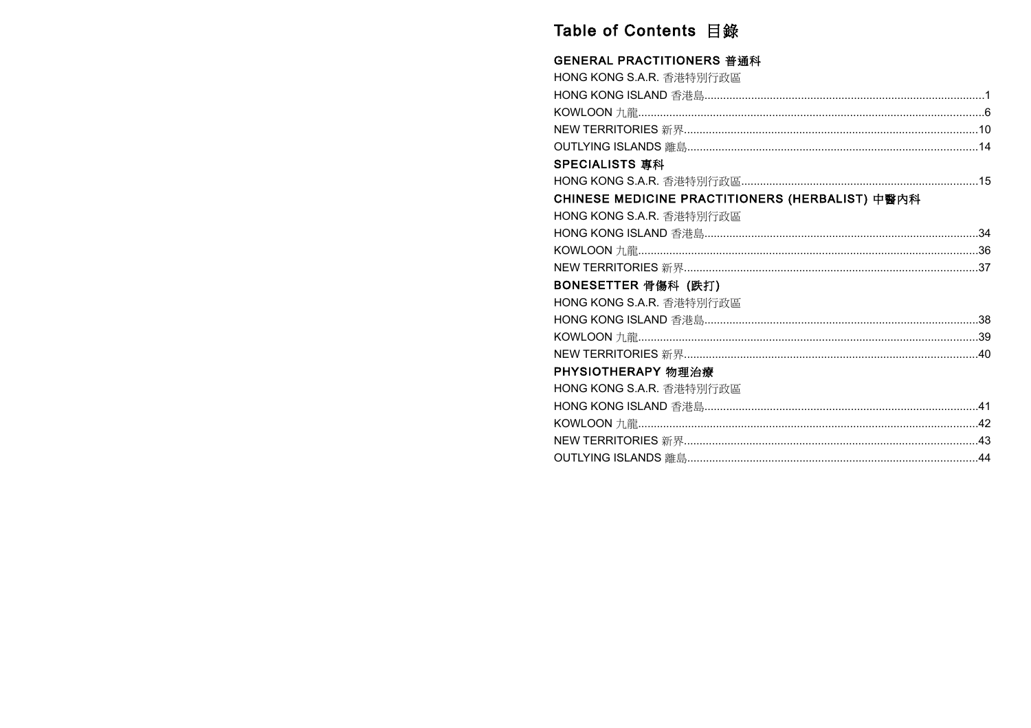# Table of Contents 目錄

## GENERAL PRACTITIONERS 普通科

HONG KONG S.A.R. 香港特別行政區

HONG KONG ISLAND 香港島........................................................................................1

KOWLOON 九龍.............................................................................................................6

NEW TERRITORIES 新界............................................................................................10

OUTLYING ISLANDS 離島...........................................................................................14

## SPECIALISTS 專科

HONG KONG S.A.R. 香港特別行政區..........................................................................15

## CHINESE MEDICINE PRACTITIONERS (HERBALIST) 中醫內科

HONG KONG S.A.R. 香港特別行政區

HONG KONG ISLAND 香港島......................................................................................34

KOWLOON 九龍...........................................................................................................36

NEW TERRITORIES 新界............................................................................................37

## BONESETTER 骨傷科 (跌打)

HONG KONG S.A.R. 香港特別行政區

HONG KONG ISLAND 香港島......................................................................................38

KOWLOON 九龍...........................................................................................................39

NEW TERRITORIES 新界............................................................................................40

## PHYSIOTHERAPY 物理治療

HONG KONG S.A.R. 香港特別行政區

HONG KONG ISLAND 香港島......................................................................................41

KOWLOON 九龍...........................................................................................................42

NEW TERRITORIES 新界............................................................................................43

OUTLYING ISLANDS 離島...........................................................................................44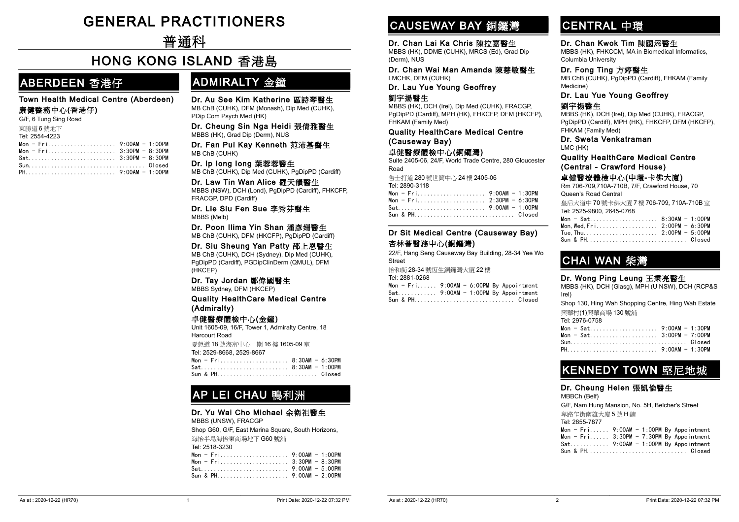# GENERAL PRACTITIONERS

# 普通科

## HONG KONG ISLAND 香港島

## ABERDEEN 香港仔

### Town Health Medical Centre (Aberdeen)

### 康健醫務中心(香港仔)

G/F, 6 Tung Sing Road

東勝道6號地下

Tel: 2554-4223

```
Mon - Fri..................... 9:00AM - 1:00PM
Mon - Fri..................... 3:30PM - 8:30PM
Sat........................... 3:30PM - 8:30PM
Sun.................................... Closed
PH............................ 9:00AM - 1:00PM
```

## ADMIRALTY 金鐘

### Dr. Au See Kim Katherine 區詩琴醫生

MB ChB (CUHK), DFM (Monash), Dip Med (CUHK), PDip Com Psych Med (HK)

### Dr. Cheung Sin Nga Heidi 張倩雅醫生

MBBS (HK), Grad Dip (Derm), NUS

### Dr. Fan Pui Kay Kenneth 范沛基醫生

MB ChB (CUHK)

### Dr. Ip Iong Iong 葉蓉蓉醫生

MB ChB (CUHK), Dip Med (CUHK), PgDipPD (Cardiff)

### Dr. Law Tin Wan Alice 羅天韻醫生

MBBS (NSW), DCH (Lond), PgDipPD (Cardiff), FHKCFP, FRACGP, DPD (Cardiff)

### Dr. Lie Siu Fen Sue 李秀芬醫生

MBBS (Melb)

### Dr. Poon Ilima Yin Shan 潘彥姍醫生

MB ChB (CUHK), DFM (HKCFP), PgDipPD (Cardiff)

### Dr. Siu Sheung Yan Patty 邵上恩醫生

MB ChB (CUHK), DCH (Sydney), Dip Med (CUHK), PgDipPD (Cardiff), PGDipClinDerm (QMUL), DFM (HKCEP)

### Dr. Tay Jordan 鄭偉國醫生

MBBS Sydney, DFM (HKCEP)

### Quality HealthCare Medical Centre (Admiralty)

### 卓健醫療體檢中心(金鐘)

Unit 1605-09, 16/F, Tower 1, Admiralty Centre, 18 Harcourt Road

夏慤道18號海富中心一期16樓1605-09室

Tel: 2529-8668, 2529-8667

```
Mon - Fri..................... 8:30AM - 6:30PM
Sat........................... 8:30AM - 1:00PM
Sun & PH............................... Closed
```

## AP LEI CHAU 鴨利洲

### Dr. Yu Wai Cho Michael 余衛祖醫生

MBBS (UNSW), FRACGP

Shop G60, G/F, East Marina Square, South Horizons,

海怡半島海怡東商場地下G60號舖

Tel: 2518-3230

```
Mon - Fri..................... 9:00AM - 1:00PM
Mon - Fri..................... 3:30PM - 8:30PM
Sat........................... 9:00AM - 5:00PM
Sun & PH...................... 9:00AM - 2:00PM
```

## CAUSEWAY BAY 銅鑼灣

### Dr. Chan Lai Ka Chris 陳拉嘉醫生

MBBS (HK), DDME (CUHK), MRCS (Ed), Grad Dip (Derm), NUS

### Dr. Chan Wai Man Amanda 陳慧敏醫生

LMCHK, DFM (CUHK)

### Dr. Lau Yue Young Geoffrey 劉宇揚醫生

MBBS (HK), DCH (Irel), Dip Med (CUHK), FRACGP, PgDipPD (Cardiff), MPH (HK), FHKCFP, DFM (HKCFP), FHKAM (Family Med)

### Quality HealthCare Medical Centre (Causeway Bay)

### 卓健醫療體檢中心(銅鑼灣)

Suite 2405-06, 24/F, World Trade Centre, 280 Gloucester Road

告士打道280號世貿中心24樓2405-06

Tel: 2890-3118

```
Mon - Fri..................... 9:00AM - 1:30PM
Mon - Fri..................... 2:30PM - 6:30PM
Sat........................... 9:00AM - 1:00PM
Sun & PH............................... Closed
```

### Dr Sit Medical Centre (Causeway Bay)

### 杏林薈醫務中心(銅鑼灣)

22/F, Hang Seng Causeway Bay Building, 28-34 Yee Wo Street

怡和街28-34號恆生銅鑼灣大廈22樓

Tel: 2881-0268

```
Mon - Fri...... 9:00AM - 6:00PM By Appointment
Sat............ 9:00AM - 1:00PM By Appointment
Sun & PH............................... Closed
```

## CENTRAL 中環

### Dr. Chan Kwok Tim 陳國添醫生

MBBS (HK), FHKCCM, MA in Biomedical Informatics, Columbia University

### Dr. Fong Ting 方婷醫生

MB ChB (CUHK), PgDipPD (Cardiff), FHKAM (Family Medicine)

### Dr. Lau Yue Young Geoffrey 劉宇揚醫生

MBBS (HK), DCH (Irel), Dip Med (CUHK), FRACGP, PgDipPD (Cardiff), MPH (HK), FHKCFP, DFM (HKCFP), FHKAM (Family Med)

### Dr. Sweta Venkatraman

LMC (HK)

### Quality HealthCare Medical Centre (Central - Crawford House)

### 卓健醫療體檢中心(中環-卡佛大廈)

Rm 706-709,710A-710B, 7/F, Crawford House, 70 Queen's Road Central

皇后大道中70號卡佛大廈7樓706-709, 710A-710B室

Tel: 2525-9800, 2645-0768

```
Mon - Sat..................... 8:30AM - 1:00PM
Mon,Wed,Fri................... 2:00PM - 6:30PM
Tue,Thu....................... 2:00PM - 5:00PM
Sun & PH............................... Closed
```

## CHAI WAN 柴灣

### Dr. Wong Ping Leung 王秉亮醫生

MBBS (HK), DCH (Glasg), MPH (U NSW), DCH (RCP&S Irel)

Shop 130, Hing Wah Shopping Centre, Hing Wah Estate

興華村(1)興華商場130號舖

Tel: 2976-0758

```
Mon - Sat..................... 9:00AM - 1:30PM
Mon - Sat..................... 3:00PM - 7:00PM
Sun.................................... Closed
PH............................ 9:00AM - 1:30PM
```

## KENNEDY TOWN 堅尼地城

### Dr. Cheung Helen 張凱倫醫生

MBBCh (Belf)

G/F, Nam Hung Mansion, No. 5H, Belcher's Street

卑路乍街南雄大廈5號H舖

Tel: 2855-7877

```
Mon - Fri...... 9:00AM - 1:00PM By Appointment
Mon - Fri...... 3:30PM - 7:30PM By Appointment
Sat............ 9:00AM - 1:00PM By Appointment
Sun & PH............................... Closed
```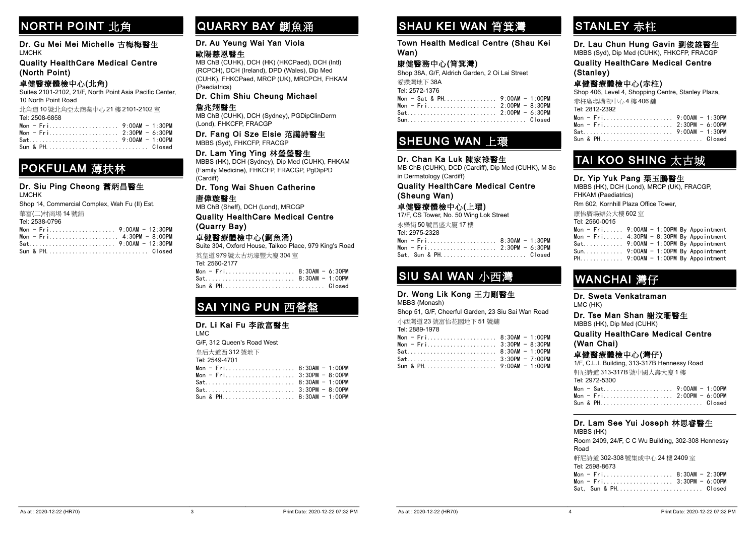## NORTH POINT 北角

### Dr. Gu Mei Mei Michelle 古梅梅醫生

LMCHK

### Quality HealthCare Medical Centre (North Point)

### 卓健醫療體檢中心(北角)

Suites 2101-2102, 21/F, North Point Asia Pacific Center, 10 North Point Road

北角道10號北角亞太商業中心21樓2101-2102室

Tel: 2508-6858

```
Mon - Fri..................... 9:00AM - 1:30PM
Mon - Fri..................... 2:30PM - 6:30PM
Sat........................... 9:00AM - 1:00PM
Sun & PH.............................. Closed
```

## POKFULAM 薄扶林

### Dr. Siu Ping Cheong 蕭炳昌醫生

LMCHK

Shop 14, Commercial Complex, Wah Fu (II) Est.

華富(二)村商場14號舖

Tel: 2538-0796

```
Mon - Fri.................... 9:00AM - 12:30PM
Mon - Fri..................... 4:30PM - 8:00PM
Sat.......................... 9:00AM - 12:30PM
Sun & PH.............................. Closed
```

## QUARRY BAY 鰂魚涌

### Dr. Au Yeung Wai Yan Viola 歐陽慧恩醫生

MB ChB (CUHK), DCH (HK) (HKCPaed), DCH (Intl) (RCPCH), DCH (Ireland), DPD (Wales), Dip Med (CUHK), FHKCPaed, MRCP (UK), MRCPCH, FHKAM (Paediatrics)

### Dr. Chim Shiu Cheung Michael 詹兆翔醫生

MB ChB (CUHK), DCH (Sydney), PGDipClinDerm (Lond), FHKCFP, FRACGP

### Dr. Fang Oi Sze Elsie 范藹詩醫生

MBBS (Syd), FHKCFP, FRACGP

### Dr. Lam Ying Ying 林瑩瑩醫生

MBBS (HK), DCH (Sydney), Dip Med (CUHK), FHKAM (Family Medicine), FHKCFP, FRACGP, PgDipPD (Cardiff)

### Dr. Tong Wai Shuen Catherine 唐偉璇醫生

MB ChB (Sheff), DCH (Lond), MRCGP

### Quality HealthCare Medical Centre (Quarry Bay)

### 卓健醫療體檢中心(鰂魚涌)

Suite 304, Oxford House, Taikoo Place, 979 King's Road

英皇道979號太古坊濠豐大廈304室

Tel: 2560-2177

```
Mon - Fri..................... 8:30AM - 6:30PM
Sat........................... 8:30AM - 1:00PM
Sun & PH.............................. Closed
```

## SAI YING PUN 西營盤

### Dr. Li Kai Fu 李啟富醫生

LMC

G/F, 312 Queen's Road West

皇后大道西312號地下

Tel: 2549-4701

```
Mon - Fri..................... 8:30AM - 1:00PM
Mon - Fri..................... 3:30PM - 8:00PM
Sat........................... 8:30AM - 1:00PM
Sat........................... 3:30PM - 8:00PM
Sun & PH...................... 8:30AM - 1:00PM
```

## SHAU KEI WAN 筲箕灣

### Town Health Medical Centre (Shau Kei Wan)

### 康健醫務中心(筲箕灣)

Shop 38A, G/F, Aldrich Garden, 2 Oi Lai Street

愛蝶灣地下38A

Tel: 2572-1376

```
Mon - Sat & PH................ 9:00AM - 1:00PM
Mon - Fri..................... 2:00PM - 8:30PM
Sat........................... 2:00PM - 6:30PM
Sun................................... Closed
```

## SHEUNG WAN 上環

### Dr. Chan Ka Luk 陳家祿醫生

MB ChB (CUHK), DCD (Cardiff), Dip Med (CUHK), M Sc in Dermatology (Cardiff)

### Quality HealthCare Medical Centre (Sheung Wan)

### 卓健醫療體檢中心(上環)

17/F, CS Tower, No. 50 Wing Lok Street

永樂街50號昌盛大廈17樓

Tel: 2975-2328

```
Mon - Fri..................... 8:30AM - 1:30PM
Mon - Fri..................... 2:30PM - 6:30PM
Sat, Sun & PH......................... Closed
```

## SIU SAI WAN 小西灣

### Dr. Wong Lik Kong 王力剛醫生

MBBS (Monash)

Shop 51, G/F, Cheerful Garden, 23 Siu Sai Wan Road

小西灣道23號富怡花園地下51號舖

Tel: 2889-1978

```
Mon - Fri..................... 8:30AM - 1:00PM
Mon - Fri..................... 3:30PM - 8:30PM
Sat........................... 8:30AM - 1:00PM
Sat........................... 3:30PM - 7:00PM
Sun & PH...................... 9:00AM - 1:00PM
```

## STANLEY 赤柱

### Dr. Lau Chun Hung Gavin 劉俊雄醫生

MBBS (Syd), Dip Med (CUHK), FHKCFP, FRACGP

### Quality HealthCare Medical Centre (Stanley)

### 卓健醫療體檢中心(赤柱)

Shop 406, Level 4, Shopping Centre, Stanley Plaza,

赤柱廣場購物中心4樓406舖

Tel: 2812-2392

```
Mon - Fri..................... 9:00AM - 1:30PM
Mon - Fri..................... 2:30PM - 6:00PM
Sat........................... 9:00AM - 1:30PM
Sun & PH.............................. Closed
```

## TAI KOO SHING 太古城

### Dr. Yip Yuk Pang 葉玉鵬醫生

MBBS (HK), DCH (Lond), MRCP (UK), FRACGP, FHKAM (Paediatrics)

Rm 602, Kornhill Plaza Office Tower,

康怡廣場辦公大樓602室

Tel: 2560-0015

```
Mon - Fri...... 9:00AM - 1:00PM By Appointment
Mon - Fri...... 4:30PM - 8:30PM By Appointment
Sat............ 9:00AM - 1:00PM By Appointment
Sun............ 9:00AM - 1:00PM By Appointment
PH............. 9:00AM - 1:00PM By Appointment
```

## WANCHAI 灣仔

### Dr. Sweta Venkatraman

LMC (HK)

### Dr. Tse Man Shan 謝汶珊醫生

MBBS (HK), Dip Med (CUHK)

### Quality HealthCare Medical Centre (Wan Chai)

### 卓健醫療體檢中心(灣仔)

1/F, C.L.I. Building, 313-317B Hennessy Road

軒尼詩道313-317B號中國人壽大廈1樓

Tel: 2972-5300

```
Mon - Sat..................... 9:00AM - 1:00PM
Mon - Fri..................... 2:00PM - 6:00PM
Sun & PH.............................. Closed
```

### Dr. Lam See Yui Joseph 林思睿醫生

MBBS (HK)

Room 2409, 24/F, C C Wu Building, 302-308 Hennessy Road

軒尼詩道302-308號集成中心24樓2409室

Tel: 2598-8673

```
Mon - Fri..................... 8:30AM - 2:30PM
Mon - Fri..................... 3:30PM - 6:00PM
Sat, Sun & PH......................... Closed
```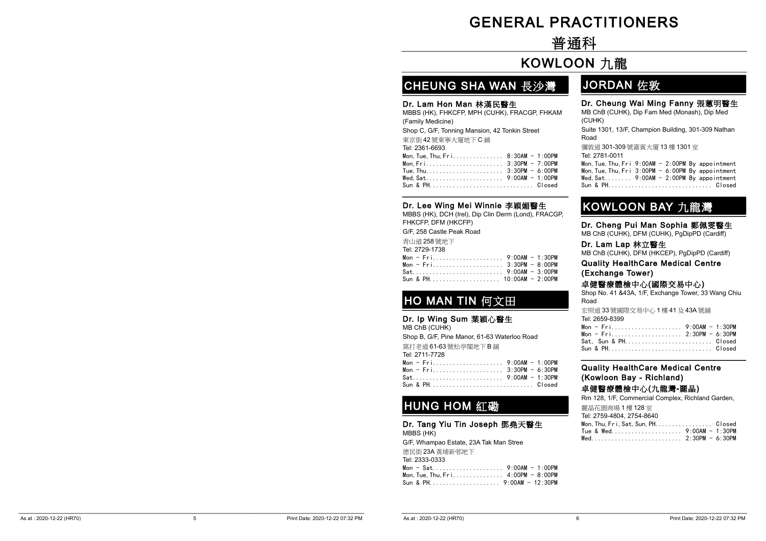# GENERAL PRACTITIONERS

# 普通科

## KOWLOON 九龍

### CHEUNG SHA WAN 長沙灣

**Dr. Lam Hon Man 林漢民醫生**

MBBS (HK), FHKCFP, MPH (CUHK), FRACGP, FHKAM (Family Medicine)

Shop C, G/F, Tonning Mansion, 42 Tonkin Street

東京街42號東寧大廈地下C舖

Tel: 2361-6693

| | |
|---|---|
| Mon, Tue, Thu, Fri | 8:30AM - 1:00PM |
| Mon, Fri | 3:30PM - 7:00PM |
| Tue, Thu | 3:30PM - 6:00PM |
| Wed, Sat | 9:00AM - 1:00PM |
| Sun & PH | Closed |

**Dr. Lee Wing Mei Winnie 李穎媚醫生**

MBBS (HK), DCH (Irel), Dip Clin Derm (Lond), FRACGP, FHKCFP, DFM (HKCFP)

G/F, 258 Castle Peak Road

青山道258號地下

Tel: 2729-1738

| | |
|---|---|
| Mon - Fri | 9:00AM - 1:30PM |
| Mon - Fri | 3:30PM - 8:00PM |
| Sat | 9:00AM - 3:00PM |
| Sun & PH | 10:00AM - 2:00PM |

### HO MAN TIN 何文田

**Dr. Ip Wing Sum 葉穎心醫生**

MB ChB (CUHK)

Shop B, G/F, Pine Manor, 61-63 Waterloo Road

窩打老道61-63號松亭閣地下B舖

Tel: 2711-7728

| | |
|---|---|
| Mon - Fri | 9:00AM - 1:00PM |
| Mon - Fri | 3:30PM - 6:30PM |
| Sat | 9:00AM - 1:30PM |
| Sun & PH | Closed |

### HUNG HOM 紅磡

**Dr. Tang Yiu Tin Joseph 鄧堯天醫生**

MBBS (HK)

G/F, Whampao Estate, 23A Tak Man Stree

德民街23A黃埔新邨地下

Tel: 2333-0333

| | |
|---|---|
| Mon - Sat | 9:00AM - 1:00PM |
| Mon, Tue, Thu, Fri | 4:00PM - 8:00PM |
| Sun & PH | 9:00AM - 12:30PM |

### JORDAN 佐敦

**Dr. Cheung Wai Ming Fanny 張蕙明醫生**

MB ChB (CUHK), Dip Fam Med (Monash), Dip Med (CUHK)

Suite 1301, 13/F, Champion Building, 301-309 Nathan Road

彌敦道301-309號嘉賓大廈13樓1301室

Tel: 2781-0011

| | |
|---|---|
| Mon, Tue, Thu, Fri | 9:00AM - 2:00PM By appointment |
| Mon, Tue, Thu, Fri | 3:00PM - 6:00PM By appointment |
| Wed, Sat | 9:00AM - 2:00PM By appointment |
| Sun & PH | Closed |

### KOWLOON BAY 九龍灣

**Dr. Cheng Pui Man Sophia 鄭佩雯醫生**

MB ChB (CUHK), DFM (CUHK), PgDipPD (Cardiff)

**Dr. Lam Lap 林立醫生**

MB ChB (CUHK), DFM (HKCEP), PgDipPD (Cardiff)

**Quality HealthCare Medical Centre (Exchange Tower)**

**卓健醫療體檢中心(國際交易中心)**

Shop No. 41 &43A, 1/F, Exchange Tower, 33 Wang Chiu Road

宏照道33號國際交易中心1樓41及43A號舖

Tel: 2659-8399

| | |
|---|---|
| Mon - Fri | 9:00AM - 1:30PM |
| Mon - Fri | 2:30PM - 6:30PM |
| Sat, Sun & PH | Closed |
| Sun & PH | Closed |

**Quality HealthCare Medical Centre (Kowloon Bay - Richland)**

**卓健醫療體檢中心(九龍灣-麗晶)**

Rm 128, 1/F, Commercial Complex, Richland Garden,

麗晶花園商場1樓128室

Tel: 2759-4804, 2754-8640

| | |
|---|---|
| Mon, Thu, Fri, Sat, Sun, PH | Closed |
| Tue & Wed | 9:00AM - 1:30PM |
| Wed | 2:30PM - 6:30PM |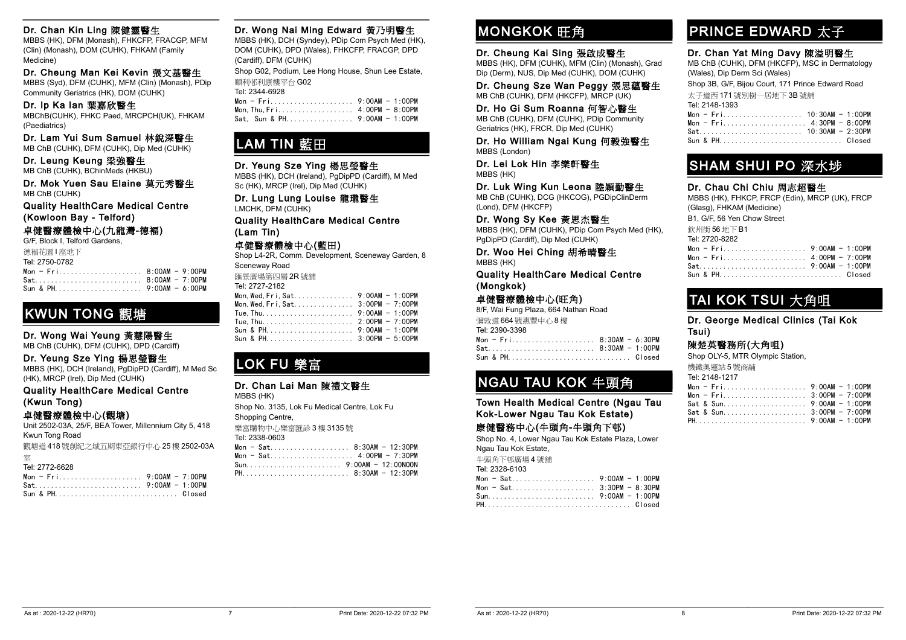**Dr. Chan Kin Ling 陳健靈醫生**
MBBS (HK), DFM (Monash), FHKCFP, FRACGP, MFM (Clin) (Monash), DOM (CUHK), FHKAM (Family Medicine)

**Dr. Cheung Man Kei Kevin 張文基醫生**
MBBS (Syd), DFM (CUHK), MFM (Clin) (Monash), PDip Community Geriatrics (HK), DOM (CUHK)

**Dr. Ip Ka Ian 葉嘉欣醫生**
MBChB(CUHK), FHKC Paed, MRCPCH(UK), FHKAM (Paediatrics)

**Dr. Lam Yui Sum Samuel 林銳深醫生**
MB ChB (CUHK), DFM (CUHK), Dip Med (CUHK)

**Dr. Leung Keung 梁強醫生**
MB ChB (CUHK), BChinMeds (HKBU)

**Dr. Mok Yuen Sau Elaine 莫元秀醫生**
MB ChB (CUHK)

**Quality HealthCare Medical Centre (Kowloon Bay - Telford)**

**卓健醫療體檢中心(九龍灣-德福)**
G/F, Block I, Telford Gardens,
德福花園I座地下
Tel: 2750-0782

```
Mon - Fri..................... 8:00AM - 9:00PM
Sat........................... 8:00AM - 7:00PM
Sun & PH...................... 9:00AM - 6:00PM
```

# KWUN TONG 觀塘

**Dr. Wong Wai Yeung 黃慧陽醫生**
MB ChB (CUHK), DFM (CUHK), DPD (Cardiff)

**Dr. Yeung Sze Ying 楊思瑩醫生**
MBBS (HK), DCH (Ireland), PgDipPD (Cardiff), M Med Sc (HK), MRCP (Irel), Dip Med (CUHK)

**Quality HealthCare Medical Centre (Kwun Tong)**

**卓健醫療體檢中心(觀塘)**
Unit 2502-03A, 25/F, BEA Tower, Millennium City 5, 418 Kwun Tong Road
觀塘道418號創紀之城五期東亞銀行中心25樓2502-03A室
Tel: 2772-6628

```
Mon - Fri..................... 9:00AM - 7:00PM
Sat........................... 9:00AM - 1:00PM
Sun & PH...................... Closed
```

**Dr. Wong Nai Ming Edward 黃乃明醫生**
MBBS (HK), DCH (Syndey), PDip Com Psych Med (HK), DOM (CUHK), DPD (Wales), FHKCFP, FRACGP, DPD (Cardiff), DFM (CUHK)
Shop G02, Podium, Lee Hong House, Shun Lee Estate,
順利邨利康樓平台G02
Tel: 2344-6928

```
Mon - Fri..................... 9:00AM - 1:00PM
Mon, Thu, Fri................. 4:00PM - 8:00PM
Sat, Sun & PH................. 9:00AM - 1:00PM
```

# LAM TIN 藍田

**Dr. Yeung Sze Ying 楊思瑩醫生**
MBBS (HK), DCH (Ireland), PgDipPD (Cardiff), M Med Sc (HK), MRCP (Irel), Dip Med (CUHK)

**Dr. Lung Lung Louise 龍瓏醫生**
LMCHK, DFM (CUHK)

**Quality HealthCare Medical Centre (Lam Tin)**

**卓健醫療體檢中心(藍田)**
Shop L4-2R, Comm. Development, Sceneway Garden, 8 Sceneway Road
匯景廣場第四層2R號舖
Tel: 2727-2182

```
Mon, Wed, Fri, Sat............ 9:00AM - 1:00PM
Mon, Wed, Fri, Sat............ 3:00PM - 7:00PM
Tue, Thu...................... 9:00AM - 1:00PM
Tue, Thu...................... 2:00PM - 7:00PM
Sun & PH...................... 9:00AM - 1:00PM
Sun & PH...................... 3:00PM - 5:00PM
```

# LOK FU 樂富

**Dr. Chan Lai Man 陳禮文醫生**
MBBS (HK)
Shop No. 3135, Lok Fu Medical Centre, Lok Fu Shopping Centre,
樂富購物中心樂富匯診3樓3135號
Tel: 2338-0603

```
Mon - Sat..................... 8:30AM - 12:30PM
Mon - Sat..................... 4:00PM - 7:30PM
Sun........................... 9:00AM - 12:00NOON
PH............................ 8:30AM - 12:30PM
```

# MONGKOK 旺角

**Dr. Cheung Kai Sing 張啟成醫生**
MBBS (HK), DFM (CUHK), MFM (Clin) (Monash), Grad Dip (Derm), NUS, Dip Med (CUHK), DOM (CUHK)

**Dr. Cheung Sze Wan Peggy 張思蘊醫生**
MB ChB (CUHK), DFM (HKCFP), MRCP (UK)

**Dr. Ho Gi Sum Roanna 何智心醫生**
MB ChB (CUHK), DFM (CUHK), PDip Community Geriatrics (HK), FRCR, Dip Med (CUHK)

**Dr. Ho William Ngai Kung 何毅強醫生**
MBBS (London)

**Dr. Lei Lok Hin 李樂軒醫生**
MBBS (HK)

**Dr. Luk Wing Kun Leona 陸穎勤醫生**
MB ChB (CUHK), DCG (HKCOG), PGDipClinDerm (Lond), DFM (HKCFP)

**Dr. Wong Sy Kee 黃思杰醫生**
MBBS (HK), DFM (CUHK), PDip Com Psych Med (HK), PgDipPD (Cardiff), Dip Med (CUHK)

**Dr. Woo Hei Ching 胡希晴醫生**
MBBS (HK)

**Quality HealthCare Medical Centre (Mongkok)**

**卓健醫療體檢中心(旺角)**
8/F, Wai Fung Plaza, 664 Nathan Road
彌敦道664號惠豐中心8樓
Tel: 2390-3398

```
Mon - Fri..................... 8:30AM - 6:30PM
Sat........................... 8:30AM - 1:00PM
Sun & PH...................... Closed
```

# NGAU TAU KOK 牛頭角

**Town Health Medical Centre (Ngau Tau Kok-Lower Ngau Tau Kok Estate)**

**康健醫務中心(牛頭角-牛頭角下邨)**
Shop No. 4, Lower Ngau Tau Kok Estate Plaza, Lower Ngau Tau Kok Estate,
牛頭角下邨廣場4號舖
Tel: 2328-6103

```
Mon - Sat..................... 9:00AM - 1:00PM
Mon - Sat..................... 3:30PM - 8:30PM
Sun........................... 9:00AM - 1:00PM
PH............................ Closed
```

# PRINCE EDWARD 太子

**Dr. Chan Yat Ming Davy 陳溢明醫生**
MB ChB (CUHK), DFM (HKCFP), MSC in Dermatology (Wales), Dip Derm Sci (Wales)
Shop 3B, G/F, Bijou Court, 171 Prince Edward Road
太子道西171號別樹一居地下3B號舖
Tel: 2148-1393

```
Mon - Fri..................... 10:30AM - 1:00PM
Mon - Fri..................... 4:30PM - 8:00PM
Sat........................... 10:30AM - 2:30PM
Sun & PH...................... Closed
```

# SHAM SHUI PO 深水埗

**Dr. Chau Chi Chiu 周志超醫生**
MBBS (HK), FHKCP, FRCP (Edin), MRCP (UK), FRCP (Glasg), FHKAM (Medicine)
B1, G/F, 56 Yen Chow Street
欽州街56地下B1
Tel: 2720-8282

```
Mon - Fri..................... 9:00AM - 1:00PM
Mon - Fri..................... 4:00PM - 7:00PM
Sat........................... 9:00AM - 1:00PM
Sun & PH...................... Closed
```

# TAI KOK TSUI 大角咀

**Dr. George Medical Clinics (Tai Kok Tsui)**

**陳楚英醫務所(大角咀)**
Shop OLY-5, MTR Olympic Station,
機鐵奧運站5號商舖
Tel: 2148-1217

```
Mon - Fri..................... 9:00AM - 1:00PM
Mon - Fri..................... 3:00PM - 7:00PM
Sat & Sun..................... 9:00AM - 1:00PM
Sat & Sun..................... 3:00PM - 7:00PM
PH............................ 9:00AM - 1:00PM
```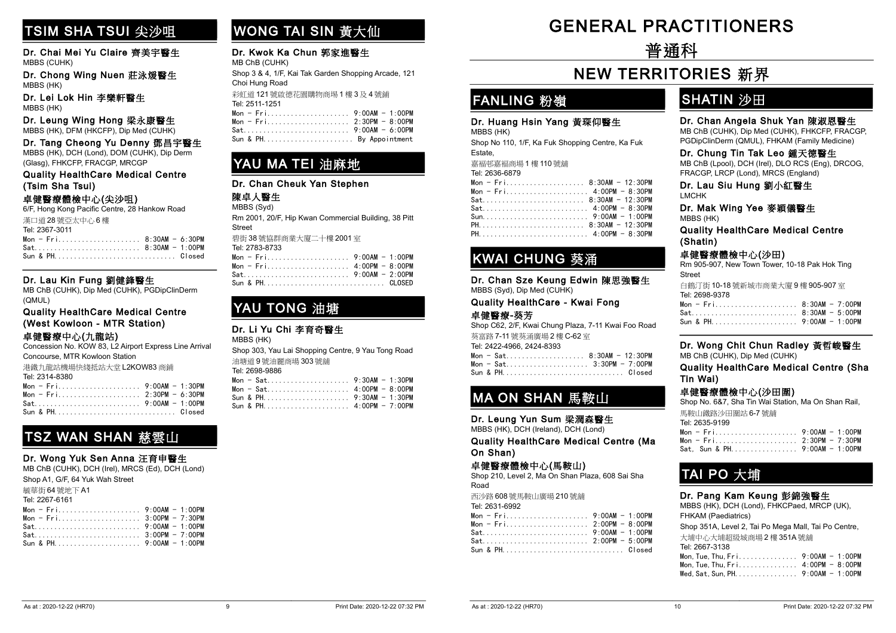## TSIM SHA TSUI 尖沙咀

**Dr. Chai Mei Yu Claire 齊美宇醫生**
MBBS (CUHK)

**Dr. Chong Wing Nuen 莊泳煖醫生**
MBBS (HK)

**Dr. Lei Lok Hin 李樂軒醫生**
MBBS (HK)

**Dr. Leung Wing Hong 梁永康醫生**
MBBS (HK), DFM (HKCFP), Dip Med (CUHK)

**Dr. Tang Cheong Yu Denny 鄧昌宇醫生**
MBBS (HK), DCH (Lond), DOM (CUHK), Dip Derm (Glasg), FHKCFP, FRACGP, MRCGP

**Quality HealthCare Medical Centre (Tsim Sha Tsui)**

**卓健醫療體檢中心(尖沙咀)**
6/F, Hong Kong Pacific Centre, 28 Hankow Road
漢口道28號亞太中心6樓
Tel: 2367-3011

```
Mon - Fri..................... 8:30AM - 6:30PM
Sat........................... 8:30AM - 1:00PM
Sun & PH.............................. Closed
```

**Dr. Lau Kin Fung 劉健鋒醫生**
MB ChB (CUHK), Dip Med (CUHK), PGDipClinDerm (QMUL)

**Quality HealthCare Medical Centre (West Kowloon - MTR Station)**

**卓健醫療中心(九龍站)**
Concession No. KOW 83, L2 Airport Express Line Arrival Concourse, MTR Kowloon Station
港鐵九龍站機場快綫抵站大堂L2KOW83商鋪
Tel: 2314-8380

```
Mon - Fri..................... 9:00AM - 1:30PM
Mon - Fri..................... 2:30PM - 6:30PM
Sat........................... 9:00AM - 1:00PM
Sun & PH.............................. Closed
```

## TSZ WAN SHAN 慈雲山

**Dr. Wong Yuk Sen Anna 汪育申醫生**
MB ChB (CUHK), DCH (Irel), MRCS (Ed), DCH (Lond)
Shop A1, G/F, 64 Yuk Wah Street
毓華街64號地下A1
Tel: 2267-6161

```
Mon - Fri..................... 9:00AM - 1:00PM
Mon - Fri..................... 3:00PM - 7:30PM
Sat........................... 9:00AM - 1:00PM
Sat........................... 3:00PM - 7:00PM
Sun & PH...................... 9:00AM - 1:00PM
```

## WONG TAI SIN 黃大仙

**Dr. Kwok Ka Chun 郭家進醫生**
MB ChB (CUHK)
Shop 3 & 4, 1/F, Kai Tak Garden Shopping Arcade, 121 Choi Hung Road
彩虹道121號啟德花園購物商場1樓3及4號鋪
Tel: 2511-1251

```
Mon - Fri..................... 9:00AM - 1:00PM
Mon - Fri..................... 2:30PM - 8:00PM
Sat........................... 9:00AM - 6:00PM
Sun & PH...................... By Appointment
```

## YAU MA TEI 油麻地

**Dr. Chan Cheuk Yan Stephen**
**陳卓人醫生**
MBBS (Syd)
Rm 2001, 20/F, Hip Kwan Commercial Building, 38 Pitt Street
碧街38號協群商業大廈二十樓2001室
Tel: 2783-8733

```
Mon - Fri..................... 9:00AM - 1:00PM
Mon - Fri..................... 4:00PM - 8:00PM
Sat........................... 9:00AM - 2:00PM
Sun & PH.............................. CLOSED
```

## YAU TONG 油塘

**Dr. Li Yu Chi 李育奇醫生**
MBBS (HK)
Shop 303, Yau Lai Shopping Centre, 9 Yau Tong Road
油塘道9號油麗商場303號鋪
Tel: 2698-9886

```
Mon - Sat..................... 9:30AM - 1:30PM
Mon - Sat..................... 4:00PM - 8:00PM
Sun & PH...................... 9:30AM - 1:30PM
Sun & PH...................... 4:00PM - 7:00PM
```

# GENERAL PRACTITIONERS
# 普通科

# NEW TERRITORIES 新界

## FANLING 粉嶺

**Dr. Huang Hsin Yang 黃琛仰醫生**
MBBS (HK)
Shop No 110, 1/F, Ka Fuk Shopping Centre, Ka Fuk Estate,
嘉福邨嘉福商場1樓110號鋪
Tel: 2636-6879

```
Mon - Fri.................... 8:30AM - 12:30PM
Mon - Fri..................... 4:00PM - 8:30PM
Sat.......................... 8:30AM - 12:30PM
Sat........................... 4:00PM - 8:30PM
Sun........................... 9:00AM - 1:00PM
PH........................... 8:30AM - 12:30PM
PH............................ 4:00PM - 8:30PM
```

## KWAI CHUNG 葵涌

**Dr. Chan Sze Keung Edwin 陳思強醫生**
MBBS (Syd), Dip Med (CUHK)

**Quality HealthCare - Kwai Fong**

**卓健醫療-葵芳**
Shop C62, 2/F, Kwai Chung Plaza, 7-11 Kwai Foo Road
葵富路7-11號葵涌廣場2樓C-62室
Tel: 2422-4966, 2424-8393

```
Mon - Sat.................... 8:30AM - 12:30PM
Mon - Sat..................... 3:30PM - 7:00PM
Sun & PH.............................. Closed
```

## MA ON SHAN 馬鞍山

**Dr. Leung Yun Sum 梁潤森醫生**
MBBS (HK), DCH (Ireland), DCH (Lond)

**Quality HealthCare Medical Centre (Ma On Shan)**

**卓健醫療體檢中心(馬鞍山)**
Shop 210, Level 2, Ma On Shan Plaza, 608 Sai Sha Road
西沙路608號馬鞍山廣場210號鋪
Tel: 2631-6992

```
Mon - Fri..................... 9:00AM - 1:00PM
Mon - Fri..................... 2:00PM - 8:00PM
Sat........................... 9:00AM - 1:00PM
Sat........................... 2:00PM - 5:00PM
Sun & PH.............................. Closed
```

## SHATIN 沙田

**Dr. Chan Angela Shuk Yan 陳淑恩醫生**
MB ChB (CUHK), Dip Med (CUHK), FHKCFP, FRACGP, PGDipClinDerm (QMUL), FHKAM (Family Medicine)

**Dr. Chung Tin Tak Leo 鍾天德醫生**
MB ChB (Lpool), DCH (Irel), DLO RCS (Eng), DRCOG, FRACGP, LRCP (Lond), MRCS (England)

**Dr. Lau Siu Hung 劉小紅醫生**
LMCHK

**Dr. Mak Wing Yee 麥穎儀醫生**
MBBS (HK)

**Quality HealthCare Medical Centre (Shatin)**

**卓健醫療體檢中心(沙田)**
Rm 905-907, New Town Tower, 10-18 Pak Hok Ting Street
白鶴汀街10-18號新城市商業大廈9樓905-907室
Tel: 2698-9378

```
Mon - Fri..................... 8:30AM - 7:00PM
Sat........................... 8:30AM - 5:00PM
Sun & PH...................... 9:00AM - 1:00PM
```

**Dr. Wong Chit Chun Radley 黃哲峻醫生**
MB ChB (CUHK), Dip Med (CUHK)

**Quality HealthCare Medical Centre (Sha Tin Wai)**

**卓健醫療體檢中心(沙田圍)**
Shop No. 6&7, Sha Tin Wai Station, Ma On Shan Rail,
馬鞍山鐵路沙田圍站6-7號鋪
Tel: 2635-9199

```
Mon - Fri..................... 9:00AM - 1:00PM
Mon - Fri..................... 2:30PM - 7:30PM
Sat, Sun & PH................. 9:00AM - 1:00PM
```

## TAI PO 大埔

**Dr. Pang Kam Keung 彭錦強醫生**
MBBS (HK), DCH (Lond), FHKCPaed, MRCP (UK), FHKAM (Paediatrics)
Shop 351A, Level 2, Tai Po Mega Mall, Tai Po Centre,
大埔中心大埔超級城商場2樓351A號鋪
Tel: 2667-3138

```
Mon, Tue, Thu, Fri............... 9:00AM - 1:00PM
Mon, Tue, Thu, Fri............... 4:00PM - 8:00PM
Wed, Sat, Sun, PH................ 9:00AM - 1:00PM
```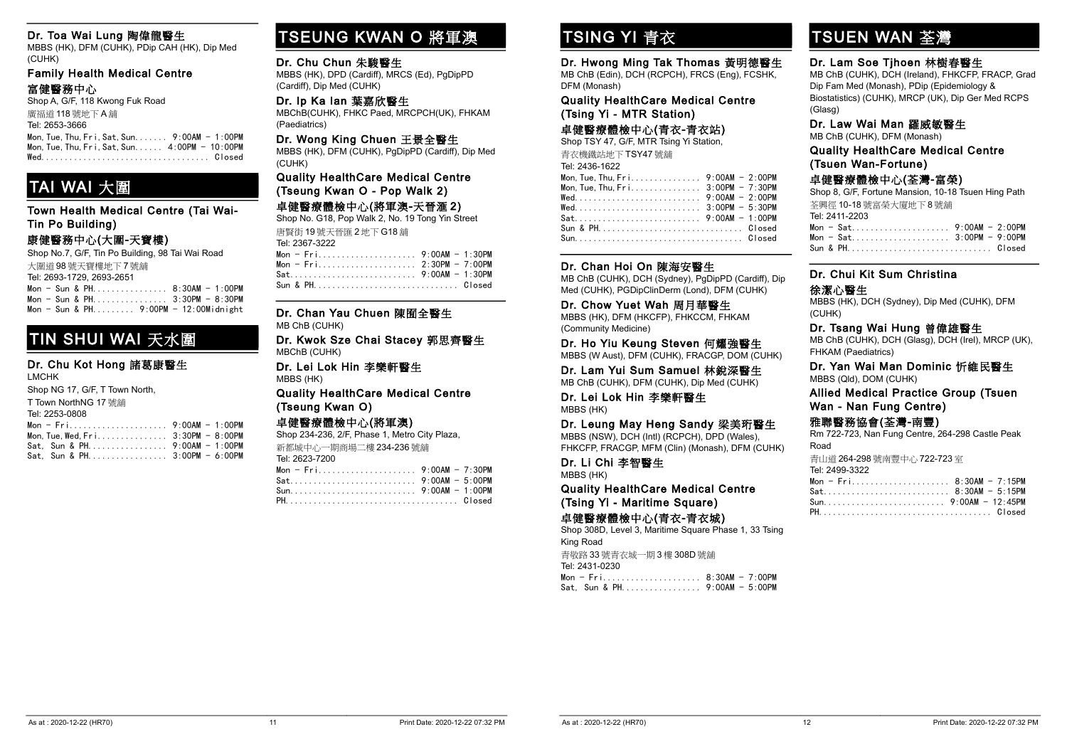**Dr. Toa Wai Lung 陶偉龍醫生**
MBBS (HK), DFM (CUHK), PDip CAH (HK), Dip Med (CUHK)

**Family Health Medical Centre**
**富健醫務中心**
Shop A, G/F, 118 Kwong Fuk Road
廣福道 118 號地下 A 舖
Tel: 2653-3666

Mon, Tue, Thu, Fri, Sat, Sun....... 9:00AM - 1:00PM
Mon, Tue, Thu, Fri, Sat, Sun...... 4:00PM - 10:00PM
Wed.................................... Closed

# TAI WAI 大圍

**Town Health Medical Centre (Tai Wai-Tin Po Building)**
**康健醫務中心(大圍-天寶樓)**
Shop No.7, G/F, Tin Po Building, 98 Tai Wai Road
大圍道 98 號天寶樓地下 7 號舖
Tel: 2693-1729, 2693-2651

Mon - Sun & PH................ 8:30AM - 1:00PM
Mon - Sun & PH................ 3:30PM - 8:30PM
Mon - Sun & PH......... 9:00PM - 12:00Midnight

# TIN SHUI WAI 天水圍

**Dr. Chu Kot Hong 諸葛康醫生**
LMCHK
Shop NG 17, G/F, T Town North,
T Town NorthNG 17 號舖
Tel: 2253-0808

Mon - Fri..................... 9:00AM - 1:00PM
Mon, Tue, Wed, Fri............... 3:30PM - 8:00PM
Sat, Sun & PH................ 9:00AM - 1:00PM
Sat, Sun & PH................ 3:00PM - 6:00PM

# TSEUNG KWAN O 將軍澳

**Dr. Chu Chun 朱駿醫生**
MBBS (HK), DPD (Cardiff), MRCS (Ed), PgDipPD (Cardiff), Dip Med (CUHK)

**Dr. Ip Ka Ian 葉嘉欣醫生**
MBChB(CUHK), FHKC Paed, MRCPCH(UK), FHKAM (Paediatrics)

**Dr. Wong King Chuen 王景全醫生**
MBBS (HK), DFM (CUHK), PgDipPD (Cardiff), Dip Med (CUHK)

**Quality HealthCare Medical Centre (Tseung Kwan O - Pop Walk 2)**
**卓健醫療體檢中心(將軍澳-天晉滙 2)**
Shop No. G18, Pop Walk 2, No. 19 Tong Yin Street
唐賢街 19 號天晉滙 2 地下 G18 舖
Tel: 2367-3222

Mon - Fri..................... 9:00AM - 1:30PM
Mon - Fri..................... 2:30PM - 7:00PM
Sat........................... 9:00AM - 1:30PM
Sun & PH............................... Closed

**Dr. Chan Yau Chuen 陳囿全醫生**
MB ChB (CUHK)

**Dr. Kwok Sze Chai Stacey 郭思齊醫生**
MBChB (CUHK)

**Dr. Lei Lok Hin 李樂軒醫生**
MBBS (HK)

**Quality HealthCare Medical Centre (Tseung Kwan O)**
**卓健醫療體檢中心(將軍澳)**
Shop 234-236, 2/F, Phase 1, Metro City Plaza,
新都城中心一期商場二樓 234-236 號舖
Tel: 2623-7200

Mon - Fri..................... 9:00AM - 7:30PM
Sat........................... 9:00AM - 5:00PM
Sun........................... 9:00AM - 1:00PM
PH..................................... Closed

# TSING YI 青衣

**Dr. Hwong Ming Tak Thomas 黃明德醫生**
MB ChB (Edin), DCH (RCPCH), FRCS (Eng), FCSHK, DFM (Monash)

**Quality HealthCare Medical Centre (Tsing Yi - MTR Station)**
**卓健醫療體檢中心(青衣-青衣站)**
Shop TSY 47, G/F, MTR Tsing Yi Station,
青衣機鐵站地下 TSY47 號舖
Tel: 2436-1622

Mon, Tue, Thu, Fri............... 9:00AM - 2:00PM
Mon, Tue, Thu, Fri............... 3:00PM - 7:30PM
Wed........................... 9:00AM - 2:00PM
Wed........................... 3:00PM - 5:30PM
Sat........................... 9:00AM - 1:00PM
Sun & PH............................... Closed
Sun.................................... Closed

**Dr. Chan Hoi On 陳海安醫生**
MB ChB (CUHK), DCH (Sydney), PgDipPD (Cardiff), Dip Med (CUHK), PGDipClinDerm (Lond), DFM (CUHK)

**Dr. Chow Yuet Wah 周月華醫生**
MBBS (HK), DFM (HKCFP), FHKCCM, FHKAM (Community Medicine)

**Dr. Ho Yiu Keung Steven 何耀強醫生**
MBBS (W Aust), DFM (CUHK), FRACGP, DOM (CUHK)

**Dr. Lam Yui Sum Samuel 林銳深醫生**
MB ChB (CUHK), DFM (CUHK), Dip Med (CUHK)

**Dr. Lei Lok Hin 李樂軒醫生**
MBBS (HK)

**Dr. Leung May Heng Sandy 梁美珩醫生**
MBBS (NSW), DCH (Intl) (RCPCH), DPD (Wales), FHKCFP, FRACGP, MFM (Clin) (Monash), DFM (CUHK)

**Dr. Li Chi 李智醫生**
MBBS (HK)

**Quality HealthCare Medical Centre (Tsing Yi - Maritime Square)**
**卓健醫療體檢中心(青衣-青衣城)**
Shop 308D, Level 3, Maritime Square Phase 1, 33 Tsing King Road
青敬路 33 號青衣城一期 3 樓 308D 號舖
Tel: 2431-0230

Mon - Fri..................... 8:30AM - 7:00PM
Sat, Sun & PH................ 9:00AM - 5:00PM

# TSUEN WAN 荃灣

**Dr. Lam Soe Tjhoen 林樹春醫生**
MB ChB (CUHK), DCH (Ireland), FHKCFP, FRACP, Grad Dip Fam Med (Monash), PDip (Epidemiology & Biostatistics) (CUHK), MRCP (UK), Dip Ger Med RCPS (Glasg)

**Dr. Law Wai Man 羅威敏醫生**
MB ChB (CUHK), DFM (Monash)

**Quality HealthCare Medical Centre (Tsuen Wan-Fortune)**
**卓健醫療體檢中心(荃灣-富榮)**
Shop 8, G/F, Fortune Mansion, 10-18 Tsuen Hing Path
荃興徑 10-18 號富榮大廈地下 8 號舖
Tel: 2411-2203

Mon - Sat..................... 9:00AM - 2:00PM
Mon - Sat..................... 3:00PM - 9:00PM
Sun & PH............................... Closed

**Dr. Chui Kit Sum Christina 徐潔心醫生**
MBBS (HK), DCH (Sydney), Dip Med (CUHK), DFM (CUHK)

**Dr. Tsang Wai Hung 曾偉雄醫生**
MB ChB (CUHK), DCH (Glasg), DCH (Irel), MRCP (UK), FHKAM (Paediatrics)

**Dr. Yan Wai Man Dominic 忻維民醫生**
MBBS (Qld), DOM (CUHK)

**Allied Medical Practice Group (Tsuen Wan - Nan Fung Centre)**
**雅聯醫務協會(荃灣-南豐)**
Rm 722-723, Nan Fung Centre, 264-298 Castle Peak Road
青山道 264-298 號南豐中心 722-723 室
Tel: 2499-3322

Mon - Fri..................... 8:30AM - 7:15PM
Sat........................... 8:30AM - 5:15PM
Sun.......................... 9:00AM - 12:45PM
PH..................................... Closed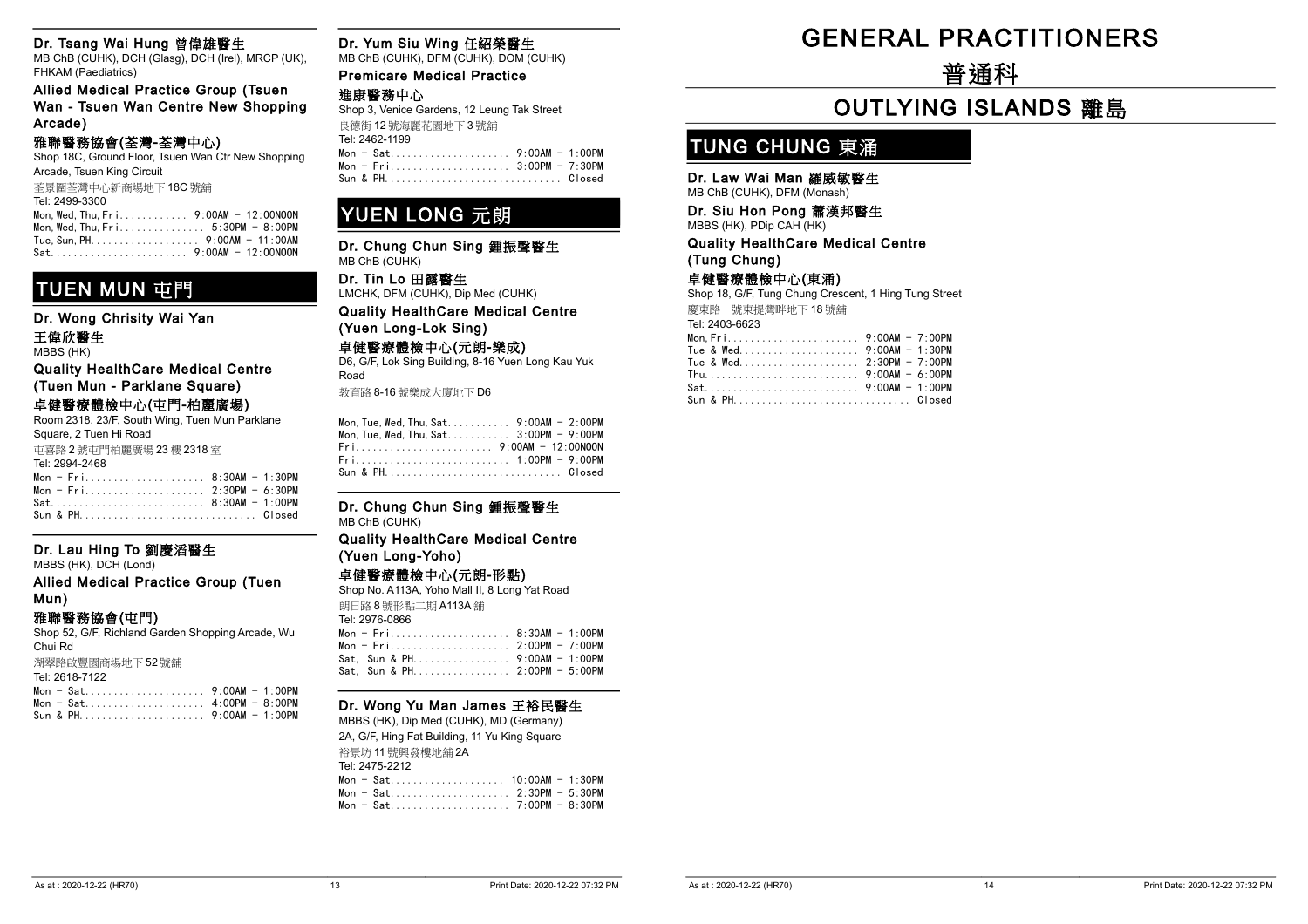**Dr. Tsang Wai Hung 曾偉雄醫生**
MB ChB (CUHK), DCH (Glasg), DCH (Irel), MRCP (UK), FHKAM (Paediatrics)

**Allied Medical Practice Group (Tsuen Wan - Tsuen Wan Centre New Shopping Arcade)**

**雅聯醫務協會(荃灣-荃灣中心)**
Shop 18C, Ground Floor, Tsuen Wan Ctr New Shopping Arcade, Tsuen King Circuit
荃景圍荃灣中心新商場地下 18C 號舖
Tel: 2499-3300

```
Mon, Wed, Thu, Fri............ 9:00AM - 12:00NOON
Mon, Wed, Thu, Fri............... 5:30PM - 8:00PM
Tue, Sun, PH................... 9:00AM - 11:00AM
Sat........................ 9:00AM - 12:00NOON
```

## TUEN MUN 屯門

**Dr. Wong Chrisity Wai Yan**
**王偉欣醫生**
MBBS (HK)

**Quality HealthCare Medical Centre (Tuen Mun - Parklane Square)**

**卓健醫療體檢中心(屯門-柏麗廣場)**
Room 2318, 23/F, South Wing, Tuen Mun Parklane Square, 2 Tuen Hi Road
屯喜路 2 號屯門柏麗廣場 23 樓 2318 室
Tel: 2994-2468

```
Mon - Fri..................... 8:30AM - 1:30PM
Mon - Fri..................... 2:30PM - 6:30PM
Sat........................... 8:30AM - 1:00PM
Sun & PH............................... Closed
```

**Dr. Lau Hing To 劉慶滔醫生**
MBBS (HK), DCH (Lond)

**Allied Medical Practice Group (Tuen Mun)**

**雅聯醫務協會(屯門)**
Shop 52, G/F, Richland Garden Shopping Arcade, Wu Chui Rd
湖翠路啟豐園商場地下 52 號舖
Tel: 2618-7122

```
Mon - Sat..................... 9:00AM - 1:00PM
Mon - Sat..................... 4:00PM - 8:00PM
Sun & PH...................... 9:00AM - 1:00PM
```

**Dr. Yum Siu Wing 任紹榮醫生**
MB ChB (CUHK), DFM (CUHK), DOM (CUHK)

**Premicare Medical Practice**

**進康醫務中心**
Shop 3, Venice Gardens, 12 Leung Tak Street
良德街 12 號海麗花園地下 3 號舖
Tel: 2462-1199

```
Mon - Sat..................... 9:00AM - 1:00PM
Mon - Fri..................... 3:00PM - 7:30PM
Sun & PH............................... Closed
```

## YUEN LONG 元朗

**Dr. Chung Chun Sing 鍾振聲醫生**
MB ChB (CUHK)

**Dr. Tin Lo 田露醫生**
LMCHK, DFM (CUHK), Dip Med (CUHK)

**Quality HealthCare Medical Centre (Yuen Long-Lok Sing)**

**卓健醫療體檢中心(元朗-樂成)**
D6, G/F, Lok Sing Building, 8-16 Yuen Long Kau Yuk Road
教育路 8-16 號樂成大廈地下 D6

```
Mon, Tue, Wed, Thu, Sat........... 9:00AM - 2:00PM
Mon, Tue, Wed, Thu, Sat........... 3:00PM - 9:00PM
Fri........................ 9:00AM - 12:00NOON
Fri........................... 1:00PM - 9:00PM
Sun & PH............................... Closed
```

**Dr. Chung Chun Sing 鍾振聲醫生**
MB ChB (CUHK)

**Quality HealthCare Medical Centre (Yuen Long-Yoho)**

**卓健醫療體檢中心(元朗-形點)**
Shop No. A113A, Yoho Mall II, 8 Long Yat Road
朗日路 8 號形點二期 A113A 舖
Tel: 2976-0866

```
Mon - Fri..................... 8:30AM - 1:00PM
Mon - Fri..................... 2:00PM - 7:00PM
Sat, Sun & PH................. 9:00AM - 1:00PM
Sat, Sun & PH................. 2:00PM - 5:00PM
```

**Dr. Wong Yu Man James 王裕民醫生**
MBBS (HK), Dip Med (CUHK), MD (Germany)
2A, G/F, Hing Fat Building, 11 Yu King Square
裕景坊 11 號興發樓地舖 2A
Tel: 2475-2212

```
Mon - Sat.................... 10:00AM - 1:30PM
Mon - Sat..................... 2:30PM - 5:30PM
Mon - Sat..................... 7:00PM - 8:30PM
```

# GENERAL PRACTITIONERS

# 普通科

# OUTLYING ISLANDS 離島

## TUNG CHUNG 東涌

**Dr. Law Wai Man 羅威敏醫生**
MB ChB (CUHK), DFM (Monash)

**Dr. Siu Hon Pong 蕭漢邦醫生**
MBBS (HK), PDip CAH (HK)

**Quality HealthCare Medical Centre (Tung Chung)**

**卓健醫療體檢中心(東涌)**
Shop 18, G/F, Tung Chung Crescent, 1 Hing Tung Street
慶東路一號東堤灣畔地下 18 號舖
Tel: 2403-6623

```
Mon, Fri...................... 9:00AM - 7:00PM
Tue & Wed..................... 9:00AM - 1:30PM
Tue & Wed..................... 2:30PM - 7:00PM
Thu........................... 9:00AM - 6:00PM
Sat........................... 9:00AM - 1:00PM
Sun & PH............................... Closed
```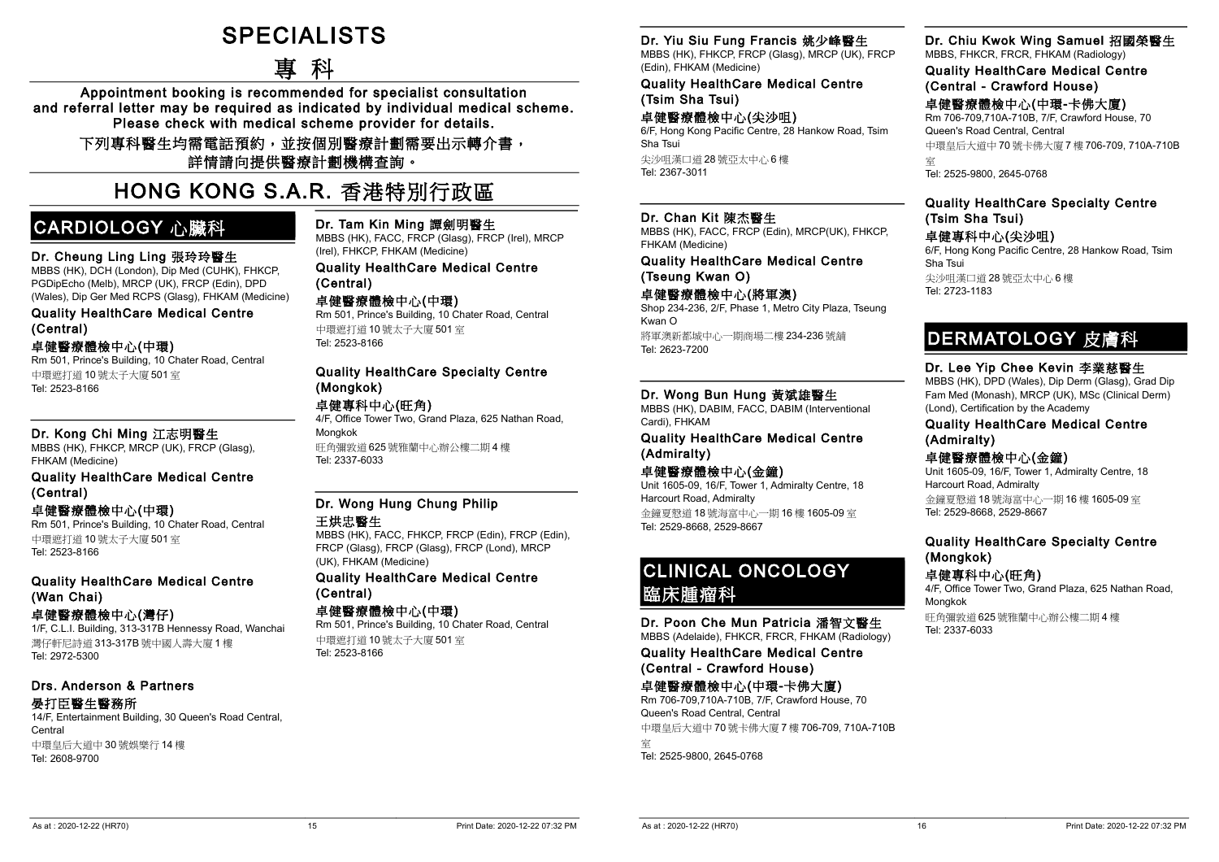# SPECIALISTS

# 專 科

**Appointment booking is recommended for specialist consultation and referral letter may be required as indicated by individual medical scheme. Please check with medical scheme provider for details.**

**下列專科醫生均需電話預約，並按個別醫療計劃需要出示轉介書，詳情請向提供醫療計劃機構查詢。**

# HONG KONG S.A.R. 香港特別行政區

## CARDIOLOGY 心臟科

### Dr. Cheung Ling Ling 張玲玲醫生

MBBS (HK), DCH (London), Dip Med (CUHK), FHKCP, PGDipEcho (Melb), MRCP (UK), FRCP (Edin), DPD (Wales), Dip Ger Med RCPS (Glasg), FHKAM (Medicine)

**Quality HealthCare Medical Centre (Central)**

**卓健醫療體檢中心(中環)**

Rm 501, Prince's Building, 10 Chater Road, Central
中環遮打道10號太子大廈501室
Tel: 2523-8166

### Dr. Kong Chi Ming 江志明醫生

MBBS (HK), FHKCP, MRCP (UK), FRCP (Glasg), FHKAM (Medicine)

**Quality HealthCare Medical Centre (Central)**

**卓健醫療體檢中心(中環)**

Rm 501, Prince's Building, 10 Chater Road, Central
中環遮打道10號太子大廈501室
Tel: 2523-8166

**Quality HealthCare Medical Centre (Wan Chai)**

**卓健醫療體檢中心(灣仔)**

1/F, C.L.I. Building, 313-317B Hennessy Road, Wanchai
灣仔軒尼詩道313-317B號中國人壽大廈1樓
Tel: 2972-5300

**Drs. Anderson & Partners**

**晏打臣醫生醫務所**

14/F, Entertainment Building, 30 Queen's Road Central, Central
中環皇后大道中30號娛樂行14樓
Tel: 2608-9700

### Dr. Tam Kin Ming 譚劍明醫生

MBBS (HK), FACC, FRCP (Glasg), FRCP (Irel), MRCP (Irel), FHKCP, FHKAM (Medicine)

**Quality HealthCare Medical Centre (Central)**

**卓健醫療體檢中心(中環)**

Rm 501, Prince's Building, 10 Chater Road, Central
中環遮打道10號太子大廈501室
Tel: 2523-8166

**Quality HealthCare Specialty Centre (Mongkok)**

**卓健專科中心(旺角)**

4/F, Office Tower Two, Grand Plaza, 625 Nathan Road, Mongkok
旺角彌敦道625號雅蘭中心辦公樓二期4樓
Tel: 2337-6033

### Dr. Wong Hung Chung Philip 王烘忠醫生

MBBS (HK), FACC, FHKCP, FRCP (Edin), FRCP (Edin), FRCP (Glasg), FRCP (Glasg), FRCP (Lond), MRCP (UK), FHKAM (Medicine)

**Quality HealthCare Medical Centre (Central)**

**卓健醫療體檢中心(中環)**

Rm 501, Prince's Building, 10 Chater Road, Central
中環遮打道10號太子大廈501室
Tel: 2523-8166

### Dr. Yiu Siu Fung Francis 姚少峰醫生

MBBS (HK), FHKCP, FRCP (Glasg), MRCP (UK), FRCP (Edin), FHKAM (Medicine)

**Quality HealthCare Medical Centre (Tsim Sha Tsui)**

**卓健醫療體檢中心(尖沙咀)**

6/F, Hong Kong Pacific Centre, 28 Hankow Road, Tsim Sha Tsui
尖沙咀漢口道28號亞太中心6樓
Tel: 2367-3011

### Dr. Chan Kit 陳杰醫生

MBBS (HK), FACC, FRCP (Edin), MRCP(UK), FHKCP, FHKAM (Medicine)

**Quality HealthCare Medical Centre (Tseung Kwan O)**

**卓健醫療體檢中心(將軍澳)**

Shop 234-236, 2/F, Phase 1, Metro City Plaza, Tseung Kwan O
將軍澳新都城中心一期商場二樓234-236號舖
Tel: 2623-7200

### Dr. Wong Bun Hung 黃斌雄醫生

MBBS (HK), DABIM, FACC, DABIM (Interventional Cardi), FHKAM

**Quality HealthCare Medical Centre (Admiralty)**

**卓健醫療體檢中心(金鐘)**

Unit 1605-09, 16/F, Tower 1, Admiralty Centre, 18 Harcourt Road, Admiralty
金鐘夏慤道18號海富中心一期16樓1605-09室
Tel: 2529-8668, 2529-8667

## CLINICAL ONCOLOGY 臨床腫瘤科

### Dr. Poon Che Mun Patricia 潘智文醫生

MBBS (Adelaide), FHKCR, FRCR, FHKAM (Radiology)

**Quality HealthCare Medical Centre (Central - Crawford House)**

**卓健醫療體檢中心(中環-卡佛大廈)**

Rm 706-709,710A-710B, 7/F, Crawford House, 70 Queen's Road Central, Central
中環皇后大道中70號卡佛大廈7樓706-709, 710A-710B室
Tel: 2525-9800, 2645-0768

### Dr. Chiu Kwok Wing Samuel 招國榮醫生

MBBS, FHKCR, FRCR, FHKAM (Radiology)

**Quality HealthCare Medical Centre (Central - Crawford House)**

**卓健醫療體檢中心(中環-卡佛大廈)**

Rm 706-709,710A-710B, 7/F, Crawford House, 70 Queen's Road Central, Central
中環皇后大道中70號卡佛大廈7樓706-709, 710A-710B室
Tel: 2525-9800, 2645-0768

**Quality HealthCare Specialty Centre (Tsim Sha Tsui)**

**卓健專科中心(尖沙咀)**

6/F, Hong Kong Pacific Centre, 28 Hankow Road, Tsim Sha Tsui
尖沙咀漢口道28號亞太中心6樓
Tel: 2723-1183

## DERMATOLOGY 皮膚科

### Dr. Lee Yip Chee Kevin 李業慈醫生

MBBS (HK), DPD (Wales), Dip Derm (Glasg), Grad Dip Fam Med (Monash), MRCP (UK), MSc (Clinical Derm) (Lond), Certification by the Academy

**Quality HealthCare Medical Centre (Admiralty)**

**卓健醫療體檢中心(金鐘)**

Unit 1605-09, 16/F, Tower 1, Admiralty Centre, 18 Harcourt Road, Admiralty
金鐘夏慤道18號海富中心一期16樓1605-09室
Tel: 2529-8668, 2529-8667

**Quality HealthCare Specialty Centre (Mongkok)**

**卓健專科中心(旺角)**

4/F, Office Tower Two, Grand Plaza, 625 Nathan Road, Mongkok
旺角彌敦道625號雅蘭中心辦公樓二期4樓
Tel: 2337-6033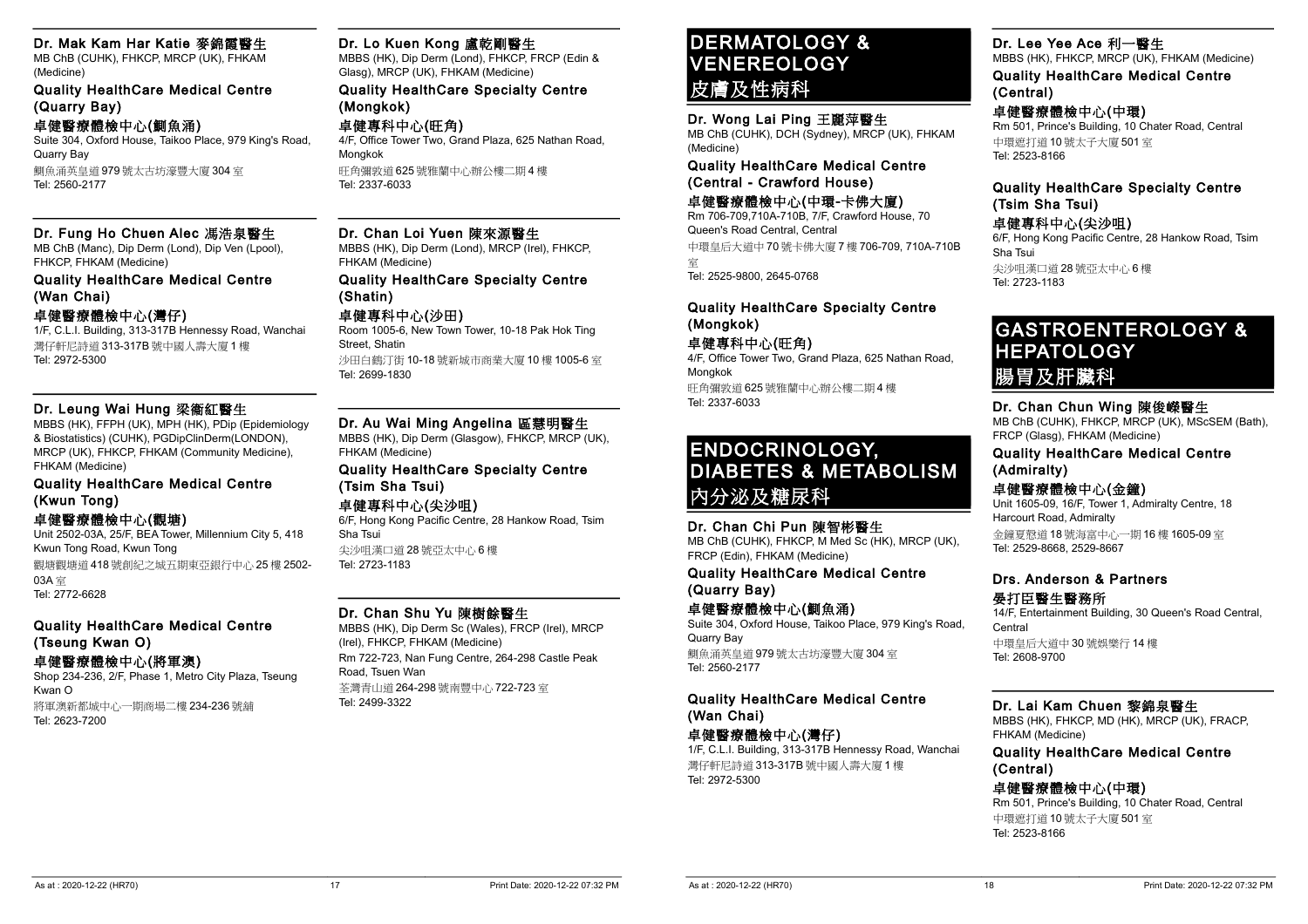### Dr. Mak Kam Har Katie 麥錦霞醫生

MB ChB (CUHK), FHKCP, MRCP (UK), FHKAM (Medicine)

**Quality HealthCare Medical Centre (Quarry Bay)**

**卓健醫療體檢中心(鰂魚涌)**

Suite 304, Oxford House, Taikoo Place, 979 King's Road, Quarry Bay

鰂魚涌英皇道979號太古坊濠豐大廈304室

Tel: 2560-2177

### Dr. Fung Ho Chuen Alec 馮浩泉醫生

MB ChB (Manc), Dip Derm (Lond), Dip Ven (Lpool), FHKCP, FHKAM (Medicine)

**Quality HealthCare Medical Centre (Wan Chai)**

**卓健醫療體檢中心(灣仔)**

1/F, C.L.I. Building, 313-317B Hennessy Road, Wanchai

灣仔軒尼詩道313-317B號中國人壽大廈1樓

Tel: 2972-5300

### Dr. Leung Wai Hung 梁衛紅醫生

MBBS (HK), FFPH (UK), MPH (HK), PDip (Epidemiology & Biostatistics) (CUHK), PGDipClinDerm(LONDON), MRCP (UK), FHKCP, FHKAM (Community Medicine), FHKAM (Medicine)

**Quality HealthCare Medical Centre (Kwun Tong)**

**卓健醫療體檢中心(觀塘)**

Unit 2502-03A, 25/F, BEA Tower, Millennium City 5, 418 Kwun Tong Road, Kwun Tong

觀塘觀塘道418號創紀之城五期東亞銀行中心25樓2502-03A室

Tel: 2772-6628

**Quality HealthCare Medical Centre (Tseung Kwan O)**

**卓健醫療體檢中心(將軍澳)**

Shop 234-236, 2/F, Phase 1, Metro City Plaza, Tseung Kwan O

將軍澳新都城中心一期商場二樓234-236號舖

Tel: 2623-7200

### Dr. Lo Kuen Kong 盧乾剛醫生

MBBS (HK), Dip Derm (Lond), FHKCP, FRCP (Edin & Glasg), MRCP (UK), FHKAM (Medicine)

**Quality HealthCare Specialty Centre (Mongkok)**

**卓健專科中心(旺角)**

4/F, Office Tower Two, Grand Plaza, 625 Nathan Road, Mongkok

旺角彌敦道625號雅蘭中心辦公樓二期4樓

Tel: 2337-6033

### Dr. Chan Loi Yuen 陳來源醫生

MBBS (HK), Dip Derm (Lond), MRCP (Irel), FHKCP, FHKAM (Medicine)

**Quality HealthCare Specialty Centre (Shatin)**

**卓健專科中心(沙田)**

Room 1005-6, New Town Tower, 10-18 Pak Hok Ting Street, Shatin

沙田白鶴汀街10-18號新城市商業大廈10樓1005-6室

Tel: 2699-1830

### Dr. Au Wai Ming Angelina 區慧明醫生

MBBS (HK), Dip Derm (Glasgow), FHKCP, MRCP (UK), FHKAM (Medicine)

**Quality HealthCare Specialty Centre (Tsim Sha Tsui)**

**卓健專科中心(尖沙咀)**

6/F, Hong Kong Pacific Centre, 28 Hankow Road, Tsim Sha Tsui

尖沙咀漢口道28號亞太中心6樓

Tel: 2723-1183

### Dr. Chan Shu Yu 陳樹餘醫生

MBBS (HK), Dip Derm Sc (Wales), FRCP (Irel), MRCP (Irel), FHKCP, FHKAM (Medicine)

Rm 722-723, Nan Fung Centre, 264-298 Castle Peak Road, Tsuen Wan

荃灣青山道264-298號南豐中心722-723室

Tel: 2499-3322

# DERMATOLOGY & VENEREOLOGY 皮膚及性病科

### Dr. Wong Lai Ping 王麗萍醫生

MB ChB (CUHK), DCH (Sydney), MRCP (UK), FHKAM (Medicine)

**Quality HealthCare Medical Centre (Central - Crawford House)**

**卓健醫療體檢中心(中環-卡佛大廈)**

Rm 706-709,710A-710B, 7/F, Crawford House, 70 Queen's Road Central, Central

中環皇后大道中70號卡佛大廈7樓706-709, 710A-710B室

Tel: 2525-9800, 2645-0768

**Quality HealthCare Specialty Centre (Mongkok)**

**卓健專科中心(旺角)**

4/F, Office Tower Two, Grand Plaza, 625 Nathan Road, Mongkok

旺角彌敦道625號雅蘭中心辦公樓二期4樓

Tel: 2337-6033

# ENDOCRINOLOGY, DIABETES & METABOLISM 內分泌及糖尿科

### Dr. Chan Chi Pun 陳智彬醫生

MB ChB (CUHK), FHKCP, M Med Sc (HK), MRCP (UK), FRCP (Edin), FHKAM (Medicine)

**Quality HealthCare Medical Centre (Quarry Bay)**

**卓健醫療體檢中心(鰂魚涌)**

Suite 304, Oxford House, Taikoo Place, 979 King's Road, Quarry Bay

鰂魚涌英皇道979號太古坊濠豐大廈304室

Tel: 2560-2177

**Quality HealthCare Medical Centre (Wan Chai)**

**卓健醫療體檢中心(灣仔)**

1/F, C.L.I. Building, 313-317B Hennessy Road, Wanchai

灣仔軒尼詩道313-317B號中國人壽大廈1樓

Tel: 2972-5300

### Dr. Lee Yee Ace 利一醫生

MBBS (HK), FHKCP, MRCP (UK), FHKAM (Medicine)

**Quality HealthCare Medical Centre (Central)**

**卓健醫療體檢中心(中環)**

Rm 501, Prince's Building, 10 Chater Road, Central

中環遮打道10號太子大廈501室

Tel: 2523-8166

**Quality HealthCare Specialty Centre (Tsim Sha Tsui)**

**卓健專科中心(尖沙咀)**

6/F, Hong Kong Pacific Centre, 28 Hankow Road, Tsim Sha Tsui

尖沙咀漢口道28號亞太中心6樓

Tel: 2723-1183

# GASTROENTEROLOGY & HEPATOLOGY 腸胃及肝臟科

### Dr. Chan Chun Wing 陳俊嶸醫生

MB ChB (CUHK), FHKCP, MRCP (UK), MScSEM (Bath), FRCP (Glasg), FHKAM (Medicine)

**Quality HealthCare Medical Centre (Admiralty)**

**卓健醫療體檢中心(金鐘)**

Unit 1605-09, 16/F, Tower 1, Admiralty Centre, 18 Harcourt Road, Admiralty

金鐘夏慤道18號海富中心一期16樓1605-09室

Tel: 2529-8668, 2529-8667

**Drs. Anderson & Partners**

**晏打臣醫生醫務所**

14/F, Entertainment Building, 30 Queen's Road Central, Central

中環皇后大道中30號娛樂行14樓

Tel: 2608-9700

### Dr. Lai Kam Chuen 黎錦泉醫生

MBBS (HK), FHKCP, MD (HK), MRCP (UK), FRACP, FHKAM (Medicine)

**Quality HealthCare Medical Centre (Central)**

**卓健醫療體檢中心(中環)**

Rm 501, Prince's Building, 10 Chater Road, Central

中環遮打道10號太子大廈501室

Tel: 2523-8166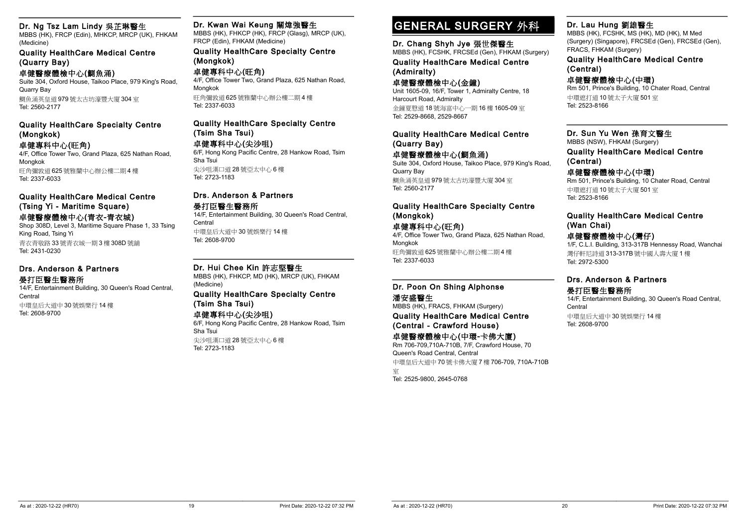### Dr. Ng Tsz Lam Lindy 吳芷琳醫生

MBBS (HK), FRCP (Edin), MHKCP, MRCP (UK), FHKAM (Medicine)

**Quality HealthCare Medical Centre (Quarry Bay)**

**卓健醫療體檢中心(鰂魚涌)**

Suite 304, Oxford House, Taikoo Place, 979 King's Road, Quarry Bay

鰂魚涌英皇道979號太古坊濠豐大廈304室

Tel: 2560-2177

**Quality HealthCare Specialty Centre (Mongkok)**

**卓健專科中心(旺角)**

4/F, Office Tower Two, Grand Plaza, 625 Nathan Road, Mongkok

旺角彌敦道625號雅蘭中心辦公樓二期4樓

Tel: 2337-6033

**Quality HealthCare Medical Centre (Tsing Yi - Maritime Square)**

**卓健醫療體檢中心(青衣-青衣城)**

Shop 308D, Level 3, Maritime Square Phase 1, 33 Tsing King Road, Tsing Yi

青衣青敬路33號青衣城一期3樓308D號舖

Tel: 2431-0230

**Drs. Anderson & Partners**

**晏打臣醫生醫務所**

14/F, Entertainment Building, 30 Queen's Road Central, Central

中環皇后大道中30號娛樂行14樓

Tel: 2608-9700

### Dr. Kwan Wai Keung 關煒強醫生

MBBS (HK), FHKCP (HK), FRCP (Glasg), MRCP (UK), FRCP (Edin), FHKAM (Medicine)

**Quality HealthCare Specialty Centre (Mongkok)**

**卓健專科中心(旺角)**

4/F, Office Tower Two, Grand Plaza, 625 Nathan Road, Mongkok

旺角彌敦道625號雅蘭中心辦公樓二期4樓

Tel: 2337-6033

**Quality HealthCare Specialty Centre (Tsim Sha Tsui)**

**卓健專科中心(尖沙咀)**

6/F, Hong Kong Pacific Centre, 28 Hankow Road, Tsim Sha Tsui

尖沙咀漢口道28號亞太中心6樓

Tel: 2723-1183

**Drs. Anderson & Partners**

**晏打臣醫生醫務所**

14/F, Entertainment Building, 30 Queen's Road Central, Central

中環皇后大道中30號娛樂行14樓

Tel: 2608-9700

### Dr. Hui Chee Kin 許志堅醫生

MBBS (HK), FHKCP, MD (HK), MRCP (UK), FHKAM (Medicine)

**Quality HealthCare Specialty Centre (Tsim Sha Tsui)**

**卓健專科中心(尖沙咀)**

6/F, Hong Kong Pacific Centre, 28 Hankow Road, Tsim Sha Tsui

尖沙咀漢口道28號亞太中心6樓

Tel: 2723-1183

# GENERAL SURGERY 外科

### Dr. Chang Shyh Jye 張世傑醫生

MBBS (HK), FCSHK, FRCSEd (Gen), FHKAM (Surgery)

**Quality HealthCare Medical Centre (Admiralty)**

**卓健醫療體檢中心(金鐘)**

Unit 1605-09, 16/F, Tower 1, Admiralty Centre, 18 Harcourt Road, Admiralty

金鐘夏愨道18號海富中心一期16樓1605-09室

Tel: 2529-8668, 2529-8667

**Quality HealthCare Medical Centre (Quarry Bay)**

**卓健醫療體檢中心(鰂魚涌)**

Suite 304, Oxford House, Taikoo Place, 979 King's Road, Quarry Bay

鰂魚涌英皇道979號太古坊濠豐大廈304室

Tel: 2560-2177

**Quality HealthCare Specialty Centre (Mongkok)**

**卓健專科中心(旺角)**

4/F, Office Tower Two, Grand Plaza, 625 Nathan Road, Mongkok

旺角彌敦道625號雅蘭中心辦公樓二期4樓

Tel: 2337-6033

### Dr. Poon On Shing Alphonse 潘安盛醫生

MBBS (HK), FRACS, FHKAM (Surgery)

**Quality HealthCare Medical Centre (Central - Crawford House)**

**卓健醫療體檢中心(中環-卡佛大廈)**

Rm 706-709,710A-710B, 7/F, Crawford House, 70 Queen's Road Central, Central

中環皇后大道中70號卡佛大廈7樓706-709, 710A-710B室

Tel: 2525-9800, 2645-0768

### Dr. Lau Hung 劉雄醫生

MBBS (HK), FCSHK, MS (HK), MD (HK), M Med (Surgery) (Singapore), FRCSEd (Gen), FRCSEd (Gen), FRACS, FHKAM (Surgery)

**Quality HealthCare Medical Centre (Central)**

**卓健醫療體檢中心(中環)**

Rm 501, Prince's Building, 10 Chater Road, Central

中環遮打道10號太子大廈501室

Tel: 2523-8166

### Dr. Sun Yu Wen 孫育文醫生

MBBS (NSW), FHKAM (Surgery)

**Quality HealthCare Medical Centre (Central)**

**卓健醫療體檢中心(中環)**

Rm 501, Prince's Building, 10 Chater Road, Central

中環遮打道10號太子大廈501室

Tel: 2523-8166

**Quality HealthCare Medical Centre (Wan Chai)**

**卓健醫療體檢中心(灣仔)**

1/F, C.L.I. Building, 313-317B Hennessy Road, Wanchai

灣仔軒尼詩道313-317B號中國人壽大廈1樓

Tel: 2972-5300

**Drs. Anderson & Partners**

**晏打臣醫生醫務所**

14/F, Entertainment Building, 30 Queen's Road Central, Central

中環皇后大道中30號娛樂行14樓

Tel: 2608-9700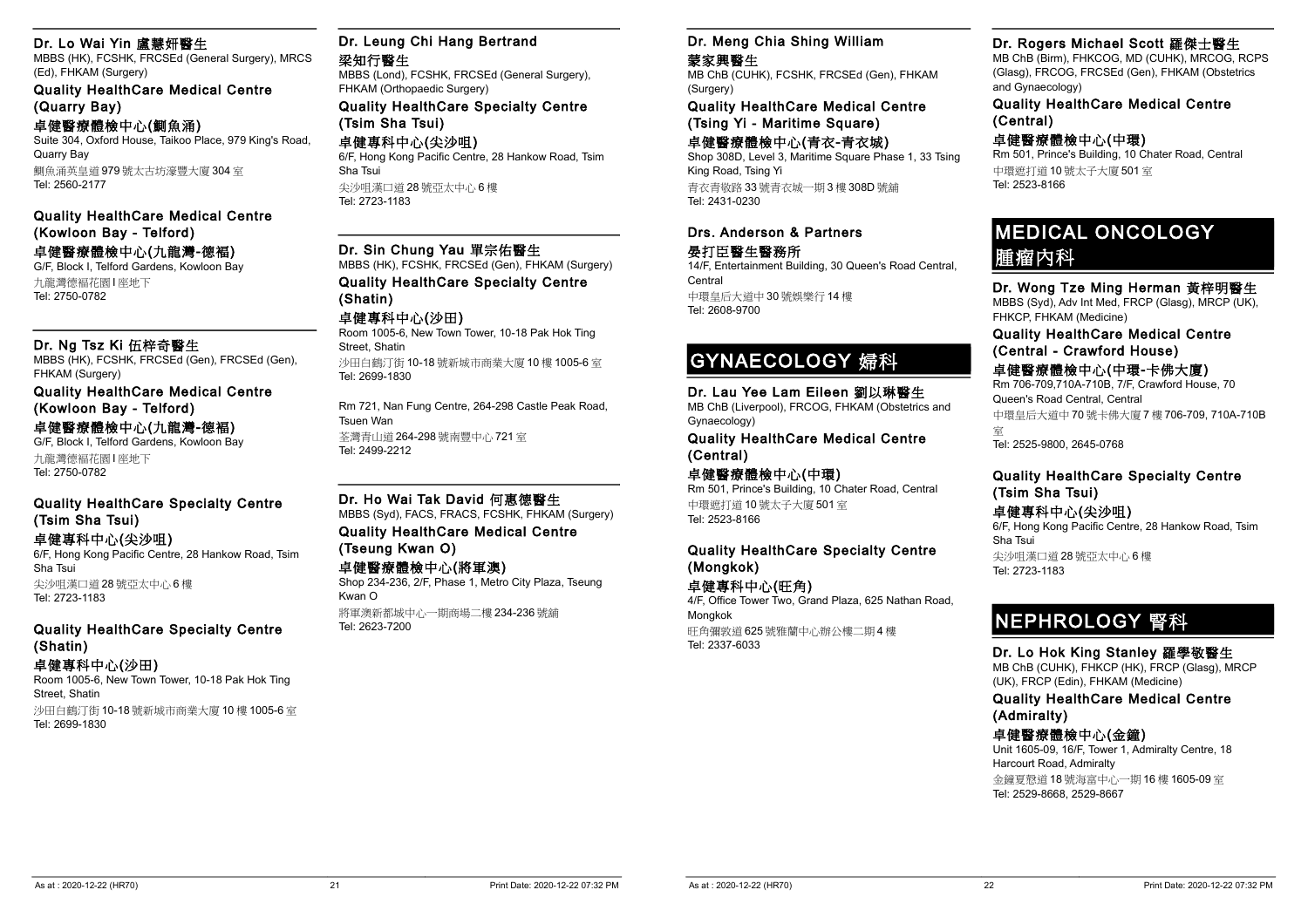### Dr. Lo Wai Yin 盧慧妍醫生

MBBS (HK), FCSHK, FRCSEd (General Surgery), MRCS (Ed), FHKAM (Surgery)

**Quality HealthCare Medical Centre (Quarry Bay)**

**卓健醫療體檢中心(鰂魚涌)**

Suite 304, Oxford House, Taikoo Place, 979 King's Road, Quarry Bay

鰂魚涌英皇道979號太古坊濠豐大廈304室

Tel: 2560-2177

**Quality HealthCare Medical Centre (Kowloon Bay - Telford)**

**卓健醫療體檢中心(九龍灣-德福)**

G/F, Block I, Telford Gardens, Kowloon Bay

九龍灣德福花園I座地下

Tel: 2750-0782

### Dr. Ng Tsz Ki 伍梓奇醫生

MBBS (HK), FCSHK, FRCSEd (Gen), FRCSEd (Gen), FHKAM (Surgery)

**Quality HealthCare Medical Centre (Kowloon Bay - Telford)**

**卓健醫療體檢中心(九龍灣-德福)**

G/F, Block I, Telford Gardens, Kowloon Bay

九龍灣德福花園I座地下

Tel: 2750-0782

**Quality HealthCare Specialty Centre (Tsim Sha Tsui)**

**卓健專科中心(尖沙咀)**

6/F, Hong Kong Pacific Centre, 28 Hankow Road, Tsim Sha Tsui

尖沙咀漢口道28號亞太中心6樓

Tel: 2723-1183

**Quality HealthCare Specialty Centre (Shatin)**

**卓健專科中心(沙田)**

Room 1005-6, New Town Tower, 10-18 Pak Hok Ting Street, Shatin

沙田白鶴汀街10-18號新城市商業大廈10樓1005-6室

Tel: 2699-1830

### Dr. Leung Chi Hang Bertrand 梁知行醫生

MBBS (Lond), FCSHK, FRCSEd (General Surgery), FHKAM (Orthopaedic Surgery)

**Quality HealthCare Specialty Centre (Tsim Sha Tsui)**

**卓健專科中心(尖沙咀)**

6/F, Hong Kong Pacific Centre, 28 Hankow Road, Tsim Sha Tsui

尖沙咀漢口道28號亞太中心6樓

Tel: 2723-1183

### Dr. Sin Chung Yau 單宗佑醫生

MBBS (HK), FCSHK, FRCSEd (Gen), FHKAM (Surgery)

**Quality HealthCare Specialty Centre (Shatin)**

**卓健專科中心(沙田)**

Room 1005-6, New Town Tower, 10-18 Pak Hok Ting Street, Shatin

沙田白鶴汀街10-18號新城市商業大廈10樓1005-6室

Tel: 2699-1830

Rm 721, Nan Fung Centre, 264-298 Castle Peak Road, Tsuen Wan

荃灣青山道264-298號南豐中心721室

Tel: 2499-2212

### Dr. Ho Wai Tak David 何惠德醫生

MBBS (Syd), FACS, FRACS, FCSHK, FHKAM (Surgery)

**Quality HealthCare Medical Centre (Tseung Kwan O)**

**卓健醫療體檢中心(將軍澳)**

Shop 234-236, 2/F, Phase 1, Metro City Plaza, Tseung Kwan O

將軍澳新都城中心一期商場二樓234-236號舖

Tel: 2623-7200

### Dr. Meng Chia Shing William 蒙家興醫生

MB ChB (CUHK), FCSHK, FRCSEd (Gen), FHKAM (Surgery)

**Quality HealthCare Medical Centre (Tsing Yi - Maritime Square)**

**卓健醫療體檢中心(青衣-青衣城)**

Shop 308D, Level 3, Maritime Square Phase 1, 33 Tsing King Road, Tsing Yi

青衣青敬路33號青衣城一期3樓308D號舖

Tel: 2431-0230

### Drs. Anderson & Partners 晏打臣醫生醫務所

14/F, Entertainment Building, 30 Queen's Road Central, Central

中環皇后大道中30號娛樂行14樓

Tel: 2608-9700

## GYNAECOLOGY 婦科

### Dr. Lau Yee Lam Eileen 劉以琳醫生

MB ChB (Liverpool), FRCOG, FHKAM (Obstetrics and Gynaecology)

**Quality HealthCare Medical Centre (Central)**

**卓健醫療體檢中心(中環)**

Rm 501, Prince's Building, 10 Chater Road, Central

中環遮打道10號太子大廈501室

Tel: 2523-8166

**Quality HealthCare Specialty Centre (Mongkok)**

**卓健專科中心(旺角)**

4/F, Office Tower Two, Grand Plaza, 625 Nathan Road, Mongkok

旺角彌敦道625號雅蘭中心辦公樓二期4樓

Tel: 2337-6033

### Dr. Rogers Michael Scott 羅傑士醫生

MB ChB (Birm), FHKCOG, MD (CUHK), MRCOG, RCPS (Glasg), FRCOG, FRCSEd (Gen), FHKAM (Obstetrics and Gynaecology)

**Quality HealthCare Medical Centre (Central)**

**卓健醫療體檢中心(中環)**

Rm 501, Prince's Building, 10 Chater Road, Central

中環遮打道10號太子大廈501室

Tel: 2523-8166

## MEDICAL ONCOLOGY 腫瘤內科

### Dr. Wong Tze Ming Herman 黃梓明醫生

MBBS (Syd), Adv Int Med, FRCP (Glasg), MRCP (UK), FHKCP, FHKAM (Medicine)

**Quality HealthCare Medical Centre (Central - Crawford House)**

**卓健醫療體檢中心(中環-卡佛大廈)**

Rm 706-709,710A-710B, 7/F, Crawford House, 70 Queen's Road Central, Central

中環皇后大道中70號卡佛大廈7樓706-709, 710A-710B室

Tel: 2525-9800, 2645-0768

**Quality HealthCare Specialty Centre (Tsim Sha Tsui)**

**卓健專科中心(尖沙咀)**

6/F, Hong Kong Pacific Centre, 28 Hankow Road, Tsim Sha Tsui

尖沙咀漢口道28號亞太中心6樓

Tel: 2723-1183

## NEPHROLOGY 腎科

### Dr. Lo Hok King Stanley 羅學敬醫生

MB ChB (CUHK), FHKCP (HK), FRCP (Glasg), MRCP (UK), FRCP (Edin), FHKAM (Medicine)

**Quality HealthCare Medical Centre (Admiralty)**

**卓健醫療體檢中心(金鐘)**

Unit 1605-09, 16/F, Tower 1, Admiralty Centre, 18 Harcourt Road, Admiralty

金鐘夏愨道18號海富中心一期16樓1605-09室

Tel: 2529-8668, 2529-8667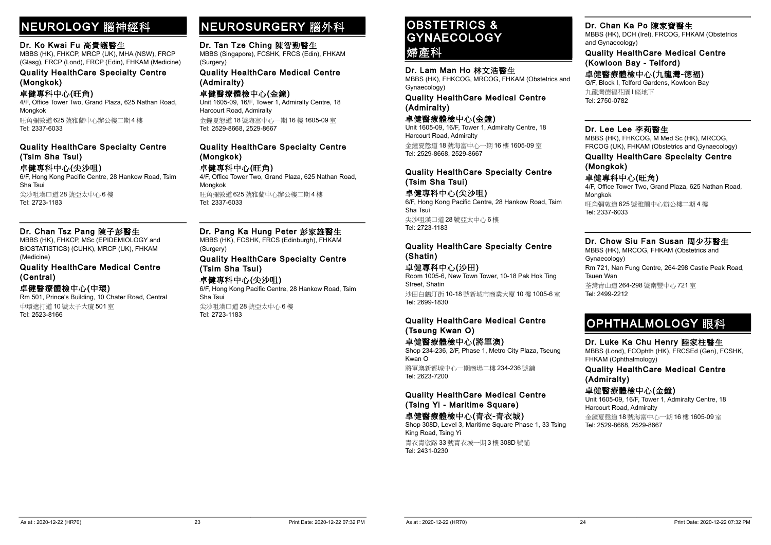# NEUROLOGY 腦神經科

### Dr. Ko Kwai Fu 高貴護醫生

MBBS (HK), FHKCP, MRCP (UK), MHA (NSW), FRCP (Glasg), FRCP (Lond), FRCP (Edin), FHKAM (Medicine)

**Quality HealthCare Specialty Centre (Mongkok)**

**卓健專科中心(旺角)**

4/F, Office Tower Two, Grand Plaza, 625 Nathan Road, Mongkok

旺角彌敦道625號雅蘭中心辦公樓二期4樓

Tel: 2337-6033

**Quality HealthCare Specialty Centre (Tsim Sha Tsui)**

**卓健專科中心(尖沙咀)**

6/F, Hong Kong Pacific Centre, 28 Hankow Road, Tsim Sha Tsui

尖沙咀漢口道28號亞太中心6樓

Tel: 2723-1183

### Dr. Chan Tsz Pang 陳子彭醫生

MBBS (HK), FHKCP, MSc (EPIDEMIOLOGY and BIOSTATISTICS) (CUHK), MRCP (UK), FHKAM (Medicine)

**Quality HealthCare Medical Centre (Central)**

**卓健醫療體檢中心(中環)**

Rm 501, Prince's Building, 10 Chater Road, Central

中環遮打道10號太子大廈501室

Tel: 2523-8166

# NEUROSURGERY 腦外科

### Dr. Tan Tze Ching 陳智勤醫生

MBBS (Singapore), FCSHK, FRCS (Edin), FHKAM (Surgery)

**Quality HealthCare Medical Centre (Admiralty)**

**卓健醫療體檢中心(金鐘)**

Unit 1605-09, 16/F, Tower 1, Admiralty Centre, 18 Harcourt Road, Admiralty

金鐘夏慤道18號海富中心一期16樓1605-09室

Tel: 2529-8668, 2529-8667

**Quality HealthCare Specialty Centre (Mongkok)**

**卓健專科中心(旺角)**

4/F, Office Tower Two, Grand Plaza, 625 Nathan Road, Mongkok

旺角彌敦道625號雅蘭中心辦公樓二期4樓

Tel: 2337-6033

### Dr. Pang Ka Hung Peter 彭家雄醫生

MBBS (HK), FCSHK, FRCS (Edinburgh), FHKAM (Surgery)

**Quality HealthCare Specialty Centre (Tsim Sha Tsui)**

**卓健專科中心(尖沙咀)**

6/F, Hong Kong Pacific Centre, 28 Hankow Road, Tsim Sha Tsui

尖沙咀漢口道28號亞太中心6樓

Tel: 2723-1183

# OBSTETRICS & GYNAECOLOGY 婦產科

### Dr. Lam Man Ho 林文浩醫生

MBBS (HK), FHKCOG, MRCOG, FHKAM (Obstetrics and Gynaecology)

**Quality HealthCare Medical Centre (Admiralty)**

**卓健醫療體檢中心(金鐘)**

Unit 1605-09, 16/F, Tower 1, Admiralty Centre, 18 Harcourt Road, Admiralty

金鐘夏慤道18號海富中心一期16樓1605-09室

Tel: 2529-8668, 2529-8667

**Quality HealthCare Specialty Centre (Tsim Sha Tsui)**

**卓健專科中心(尖沙咀)**

6/F, Hong Kong Pacific Centre, 28 Hankow Road, Tsim Sha Tsui

尖沙咀漢口道28號亞太中心6樓

Tel: 2723-1183

**Quality HealthCare Specialty Centre (Shatin)**

**卓健專科中心(沙田)**

Room 1005-6, New Town Tower, 10-18 Pak Hok Ting Street, Shatin

沙田白鶴汀街10-18號新城市商業大廈10樓1005-6室

Tel: 2699-1830

**Quality HealthCare Medical Centre (Tseung Kwan O)**

**卓健醫療體檢中心(將軍澳)**

Shop 234-236, 2/F, Phase 1, Metro City Plaza, Tseung Kwan O

將軍澳新都城中心一期商場二樓234-236號舖

Tel: 2623-7200

**Quality HealthCare Medical Centre (Tsing Yi - Maritime Square)**

**卓健醫療體檢中心(青衣-青衣城)**

Shop 308D, Level 3, Maritime Square Phase 1, 33 Tsing King Road, Tsing Yi

青衣青敬路33號青衣城一期3樓308D號舖

Tel: 2431-0230

### Dr. Chan Ka Po 陳家寶醫生

MBBS (HK), DCH (Irel), FRCOG, FHKAM (Obstetrics and Gynaecology)

**Quality HealthCare Medical Centre (Kowloon Bay - Telford)**

**卓健醫療體檢中心(九龍灣-德福)**

G/F, Block I, Telford Gardens, Kowloon Bay

九龍灣德福花園I座地下

Tel: 2750-0782

### Dr. Lee Lee 李莉醫生

MBBS (HK), FHKCOG, M Med Sc (HK), MRCOG, FRCOG (UK), FHKAM (Obstetrics and Gynaecology)

**Quality HealthCare Specialty Centre (Mongkok)**

**卓健專科中心(旺角)**

4/F, Office Tower Two, Grand Plaza, 625 Nathan Road, Mongkok

旺角彌敦道625號雅蘭中心辦公樓二期4樓

Tel: 2337-6033

### Dr. Chow Siu Fan Susan 周少芬醫生

MBBS (HK), MRCOG, FHKAM (Obstetrics and Gynaecology)

Rm 721, Nan Fung Centre, 264-298 Castle Peak Road, Tsuen Wan

荃灣青山道264-298號南豐中心721室

Tel: 2499-2212

# OPHTHALMOLOGY 眼科

### Dr. Luke Ka Chu Henry 陸家柱醫生

MBBS (Lond), FCOphth (HK), FRCSEd (Gen), FCSHK, FHKAM (Ophthalmology)

**Quality HealthCare Medical Centre (Admiralty)**

**卓健醫療體檢中心(金鐘)**

Unit 1605-09, 16/F, Tower 1, Admiralty Centre, 18 Harcourt Road, Admiralty

金鐘夏慤道18號海富中心一期16樓1605-09室

Tel: 2529-8668, 2529-8667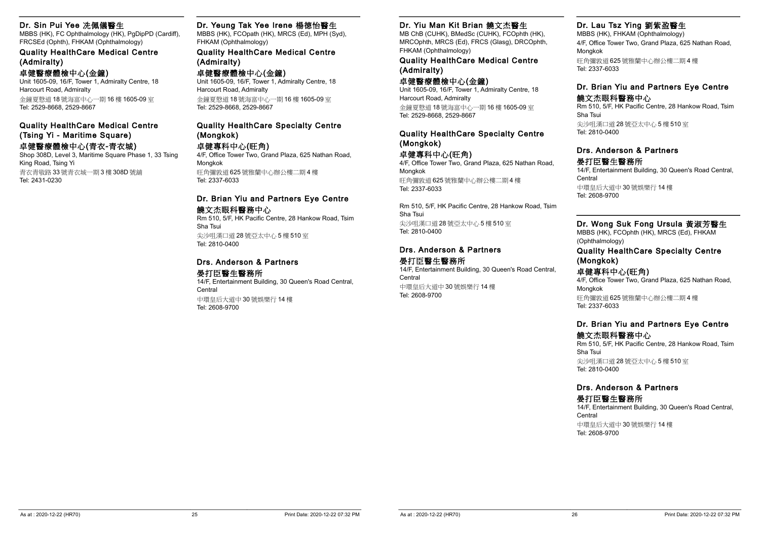## Dr. Sin Pui Yee 冼佩儀醫生

MBBS (HK), FC Ophthalmology (HK), PgDipPD (Cardiff), FRCSEd (Ophth), FHKAM (Ophthalmology)

### Quality HealthCare Medical Centre (Admiralty)

### 卓健醫療體檢中心(金鐘)

Unit 1605-09, 16/F, Tower 1, Admiralty Centre, 18 Harcourt Road, Admiralty

金鐘夏慤道18號海富中心一期16樓1605-09室

Tel: 2529-8668, 2529-8667

### Quality HealthCare Medical Centre (Tsing Yi - Maritime Square)

### 卓健醫療體檢中心(青衣-青衣城)

Shop 308D, Level 3, Maritime Square Phase 1, 33 Tsing King Road, Tsing Yi

青衣青敬路33號青衣城一期3樓308D號舖

Tel: 2431-0230

## Dr. Yeung Tak Yee Irene 楊德怡醫生

MBBS (HK), FCOpath (HK), MRCS (Ed), MPH (Syd), FHKAM (Ophthalmology)

### Quality HealthCare Medical Centre (Admiralty)

### 卓健醫療體檢中心(金鐘)

Unit 1605-09, 16/F, Tower 1, Admiralty Centre, 18 Harcourt Road, Admiralty

金鐘夏慤道18號海富中心一期16樓1605-09室

Tel: 2529-8668, 2529-8667

### Quality HealthCare Specialty Centre (Mongkok)

### 卓健專科中心(旺角)

4/F, Office Tower Two, Grand Plaza, 625 Nathan Road, Mongkok

旺角彌敦道625號雅蘭中心辦公樓二期4樓

Tel: 2337-6033

### Dr. Brian Yiu and Partners Eye Centre

### 饒文杰眼科醫務中心

Rm 510, 5/F, HK Pacific Centre, 28 Hankow Road, Tsim Sha Tsui

尖沙咀漢口道28號亞太中心5樓510室

Tel: 2810-0400

### Drs. Anderson & Partners

### 晏打臣醫生醫務所

14/F, Entertainment Building, 30 Queen's Road Central, Central

中環皇后大道中30號娛樂行14樓

Tel: 2608-9700

## Dr. Yiu Man Kit Brian 饒文杰醫生

MB ChB (CUHK), BMedSc (CUHK), FCOphth (HK), MRCOphth, MRCS (Ed), FRCS (Glasg), DRCOphth, FHKAM (Ophthalmology)

### Quality HealthCare Medical Centre (Admiralty)

### 卓健醫療體檢中心(金鐘)

Unit 1605-09, 16/F, Tower 1, Admiralty Centre, 18 Harcourt Road, Admiralty

金鐘夏慤道18號海富中心一期16樓1605-09室

Tel: 2529-8668, 2529-8667

### Quality HealthCare Specialty Centre (Mongkok)

### 卓健專科中心(旺角)

4/F, Office Tower Two, Grand Plaza, 625 Nathan Road, Mongkok

旺角彌敦道625號雅蘭中心辦公樓二期4樓

Tel: 2337-6033

Rm 510, 5/F, HK Pacific Centre, 28 Hankow Road, Tsim Sha Tsui

尖沙咀漢口道28號亞太中心5樓510室

Tel: 2810-0400

### Drs. Anderson & Partners

### 晏打臣醫生醫務所

14/F, Entertainment Building, 30 Queen's Road Central, Central

中環皇后大道中30號娛樂行14樓

Tel: 2608-9700

## Dr. Lau Tsz Ying 劉紫盈醫生

MBBS (HK), FHKAM (Ophthalmology)

4/F, Office Tower Two, Grand Plaza, 625 Nathan Road, Mongkok

旺角彌敦道625號雅蘭中心辦公樓二期4樓

Tel: 2337-6033

### Dr. Brian Yiu and Partners Eye Centre

### 饒文杰眼科醫務中心

Rm 510, 5/F, HK Pacific Centre, 28 Hankow Road, Tsim Sha Tsui

尖沙咀漢口道28號亞太中心5樓510室

Tel: 2810-0400

### Drs. Anderson & Partners

### 晏打臣醫生醫務所

14/F, Entertainment Building, 30 Queen's Road Central, Central

中環皇后大道中30號娛樂行14樓

Tel: 2608-9700

## Dr. Wong Suk Fong Ursula 黃淑芳醫生

MBBS (HK), FCOphth (HK), MRCS (Ed), FHKAM (Ophthalmology)

### Quality HealthCare Specialty Centre (Mongkok)

### 卓健專科中心(旺角)

4/F, Office Tower Two, Grand Plaza, 625 Nathan Road, Mongkok

旺角彌敦道625號雅蘭中心辦公樓二期4樓

Tel: 2337-6033

### Dr. Brian Yiu and Partners Eye Centre

### 饒文杰眼科醫務中心

Rm 510, 5/F, HK Pacific Centre, 28 Hankow Road, Tsim Sha Tsui

尖沙咀漢口道28號亞太中心5樓510室

Tel: 2810-0400

### Drs. Anderson & Partners

### 晏打臣醫生醫務所

14/F, Entertainment Building, 30 Queen's Road Central, Central

中環皇后大道中30號娛樂行14樓

Tel: 2608-9700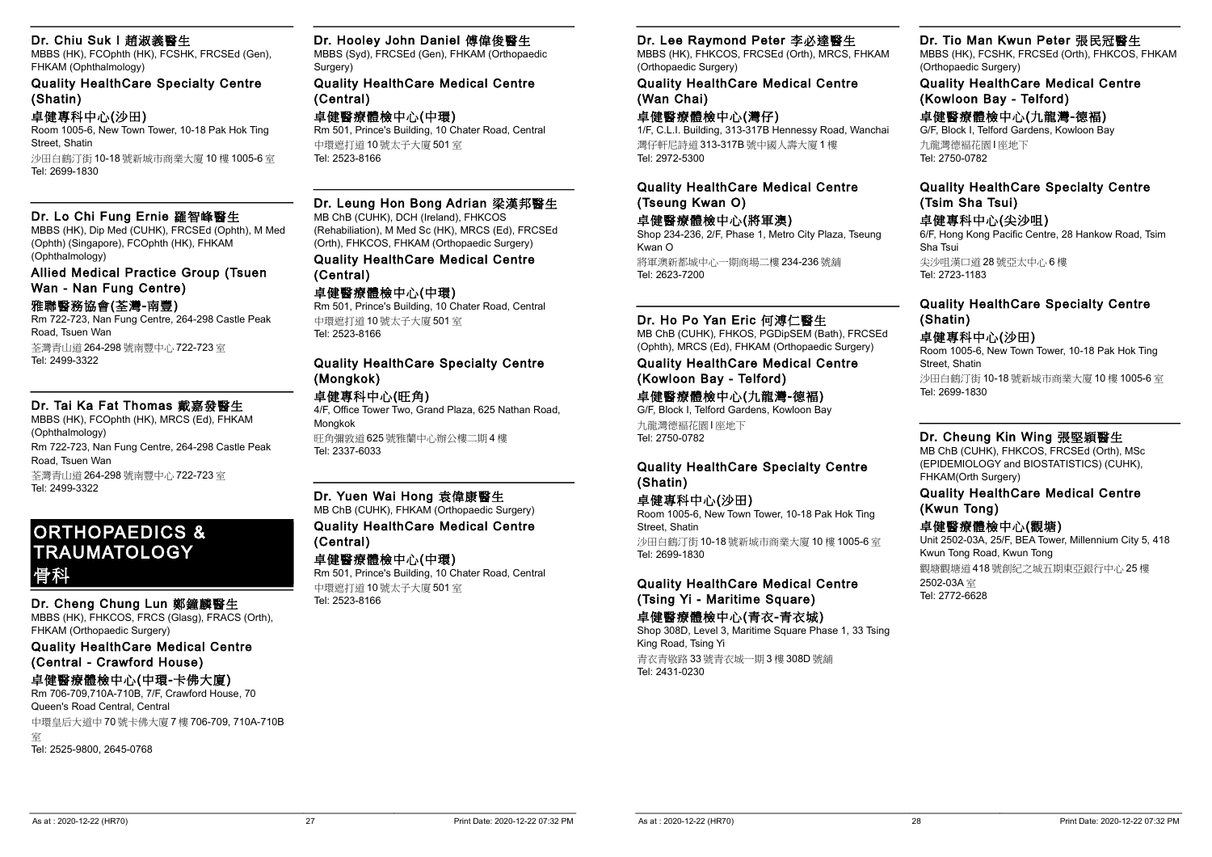### Dr. Chiu Suk I 趙淑義醫生

MBBS (HK), FCOphth (HK), FCSHK, FRCSEd (Gen), FHKAM (Ophthalmology)

**Quality HealthCare Specialty Centre (Shatin)**

**卓健專科中心(沙田)**

Room 1005-6, New Town Tower, 10-18 Pak Hok Ting Street, Shatin

沙田白鶴汀街 10-18 號新城市商業大廈 10 樓 1005-6 室

Tel: 2699-1830

### Dr. Lo Chi Fung Ernie 羅智峰醫生

MBBS (HK), Dip Med (CUHK), FRCSEd (Ophth), M Med (Ophth) (Singapore), FCOphth (HK), FHKAM (Ophthalmology)

**Allied Medical Practice Group (Tsuen Wan - Nan Fung Centre)**

**雅聯醫務協會(荃灣-南豐)**

Rm 722-723, Nan Fung Centre, 264-298 Castle Peak Road, Tsuen Wan

荃灣青山道 264-298 號南豐中心 722-723 室

Tel: 2499-3322

### Dr. Tai Ka Fat Thomas 戴嘉發醫生

MBBS (HK), FCOphth (HK), MRCS (Ed), FHKAM (Ophthalmology)

Rm 722-723, Nan Fung Centre, 264-298 Castle Peak Road, Tsuen Wan

荃灣青山道 264-298 號南豐中心 722-723 室

Tel: 2499-3322

# ORTHOPAEDICS & TRAUMATOLOGY 骨科

### Dr. Cheng Chung Lun 鄭鐘麟醫生

MBBS (HK), FHKCOS, FRCS (Glasg), FRACS (Orth), FHKAM (Orthopaedic Surgery)

**Quality HealthCare Medical Centre (Central - Crawford House)**

**卓健醫療體檢中心(中環-卡佛大廈)**

Rm 706-709,710A-710B, 7/F, Crawford House, 70 Queen's Road Central, Central

中環皇后大道中 70 號卡佛大廈 7 樓 706-709, 710A-710B 室

Tel: 2525-9800, 2645-0768

### Dr. Hooley John Daniel 傅偉俊醫生

MBBS (Syd), FRCSEd (Gen), FHKAM (Orthopaedic Surgery)

**Quality HealthCare Medical Centre (Central)**

**卓健醫療體檢中心(中環)**

Rm 501, Prince's Building, 10 Chater Road, Central

中環遮打道 10 號太子大廈 501 室

Tel: 2523-8166

### Dr. Leung Hon Bong Adrian 梁漢邦醫生

MB ChB (CUHK), DCH (Ireland), FHKCOS (Rehabiliation), M Med Sc (HK), MRCS (Ed), FRCSEd (Orth), FHKCOS, FHKAM (Orthopaedic Surgery)

**Quality HealthCare Medical Centre (Central)**

**卓健醫療體檢中心(中環)**

Rm 501, Prince's Building, 10 Chater Road, Central

中環遮打道 10 號太子大廈 501 室

Tel: 2523-8166

**Quality HealthCare Specialty Centre (Mongkok)**

**卓健專科中心(旺角)**

4/F, Office Tower Two, Grand Plaza, 625 Nathan Road, Mongkok

旺角彌敦道 625 號雅蘭中心辦公樓二期 4 樓

Tel: 2337-6033

### Dr. Yuen Wai Hong 袁偉康醫生

MB ChB (CUHK), FHKAM (Orthopaedic Surgery)

**Quality HealthCare Medical Centre (Central)**

**卓健醫療體檢中心(中環)**

Rm 501, Prince's Building, 10 Chater Road, Central

中環遮打道 10 號太子大廈 501 室

Tel: 2523-8166

### Dr. Lee Raymond Peter 李必達醫生

MBBS (HK), FHKCOS, FRCSEd (Orth), MRCS, FHKAM (Orthopaedic Surgery)

**Quality HealthCare Medical Centre (Wan Chai)**

**卓健醫療體檢中心(灣仔)**

1/F, C.L.I. Building, 313-317B Hennessy Road, Wanchai

灣仔軒尼詩道 313-317B 號中國人壽大廈 1 樓

Tel: 2972-5300

**Quality HealthCare Medical Centre (Tseung Kwan O)**

**卓健醫療體檢中心(將軍澳)**

Shop 234-236, 2/F, Phase 1, Metro City Plaza, Tseung Kwan O

將軍澳新都城中心一期商場二樓 234-236 號舖

Tel: 2623-7200

### Dr. Ho Po Yan Eric 何溥仁醫生

MB ChB (CUHK), FHKOS, PGDipSEM (Bath), FRCSEd (Orth), MRCS (Ed), FHKAM (Orthopaedic Surgery)

**Quality HealthCare Medical Centre (Kowloon Bay - Telford)**

**卓健醫療體檢中心(九龍灣-德福)**

G/F, Block I, Telford Gardens, Kowloon Bay

九龍灣德福花園 I 座地下

Tel: 2750-0782

**Quality HealthCare Specialty Centre (Shatin)**

**卓健專科中心(沙田)**

Room 1005-6, New Town Tower, 10-18 Pak Hok Ting Street, Shatin

沙田白鶴汀街 10-18 號新城市商業大廈 10 樓 1005-6 室

Tel: 2699-1830

**Quality HealthCare Medical Centre (Tsing Yi - Maritime Square)**

**卓健醫療體檢中心(青衣-青衣城)**

Shop 308D, Level 3, Maritime Square Phase 1, 33 Tsing King Road, Tsing Yi

青衣青敬路 33 號青衣城一期 3 樓 308D 號舖

Tel: 2431-0230

### Dr. Tio Man Kwun Peter 張民冠醫生

MBBS (HK), FCSHK, FRCSEd (Orth), FHKCOS, FHKAM (Orthopaedic Surgery)

**Quality HealthCare Medical Centre (Kowloon Bay - Telford)**

**卓健醫療體檢中心(九龍灣-德福)**

G/F, Block I, Telford Gardens, Kowloon Bay

九龍灣德福花園 I 座地下

Tel: 2750-0782

**Quality HealthCare Specialty Centre (Tsim Sha Tsui)**

**卓健專科中心(尖沙咀)**

6/F, Hong Kong Pacific Centre, 28 Hankow Road, Tsim Sha Tsui

尖沙咀漢口道 28 號亞太中心 6 樓

Tel: 2723-1183

**Quality HealthCare Specialty Centre (Shatin)**

**卓健專科中心(沙田)**

Room 1005-6, New Town Tower, 10-18 Pak Hok Ting Street, Shatin

沙田白鶴汀街 10-18 號新城市商業大廈 10 樓 1005-6 室

Tel: 2699-1830

### Dr. Cheung Kin Wing 張堅穎醫生

MB ChB (CUHK), FHKCOS, FRCSEd (Orth), MSc (EPIDEMIOLOGY and BIOSTATISTICS) (CUHK), FHKAM(Orth Surgery)

**Quality HealthCare Medical Centre (Kwun Tong)**

**卓健醫療體檢中心(觀塘)**

Unit 2502-03A, 25/F, BEA Tower, Millennium City 5, 418 Kwun Tong Road, Kwun Tong

觀塘觀塘道 418 號創紀之城五期東亞銀行中心 25 樓 2502-03A 室

Tel: 2772-6628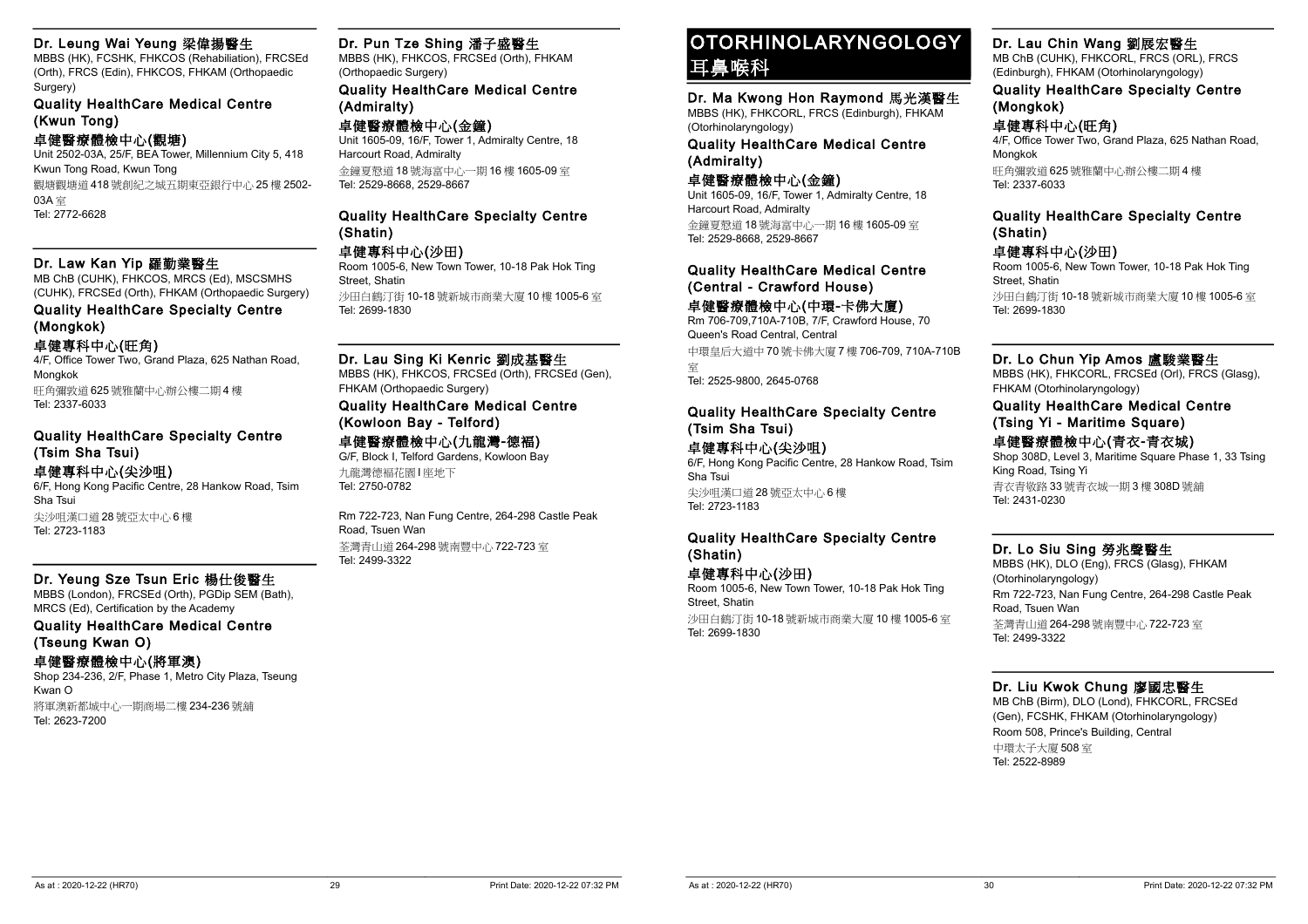### Dr. Leung Wai Yeung 梁偉揚醫生

MBBS (HK), FCSHK, FHKCOS (Rehabiliation), FRCSEd (Orth), FRCS (Edin), FHKCOS, FHKAM (Orthopaedic Surgery)

**Quality HealthCare Medical Centre (Kwun Tong)**

**卓健醫療體檢中心(觀塘)**

Unit 2502-03A, 25/F, BEA Tower, Millennium City 5, 418 Kwun Tong Road, Kwun Tong

觀塘觀塘道418號創紀之城五期東亞銀行中心25樓2502-03A室

Tel: 2772-6628

### Dr. Law Kan Yip 羅勤業醫生

MB ChB (CUHK), FHKCOS, MRCS (Ed), MSCSMHS (CUHK), FRCSEd (Orth), FHKAM (Orthopaedic Surgery)

**Quality HealthCare Specialty Centre (Mongkok)**

**卓健專科中心(旺角)**

4/F, Office Tower Two, Grand Plaza, 625 Nathan Road, Mongkok

旺角彌敦道625號雅蘭中心辦公樓二期4樓

Tel: 2337-6033

**Quality HealthCare Specialty Centre (Tsim Sha Tsui)**

**卓健專科中心(尖沙咀)**

6/F, Hong Kong Pacific Centre, 28 Hankow Road, Tsim Sha Tsui

尖沙咀漢口道28號亞太中心6樓

Tel: 2723-1183

### Dr. Yeung Sze Tsun Eric 楊仕俊醫生

MBBS (London), FRCSEd (Orth), PGDip SEM (Bath), MRCS (Ed), Certification by the Academy

**Quality HealthCare Medical Centre (Tseung Kwan O)**

**卓健醫療體檢中心(將軍澳)**

Shop 234-236, 2/F, Phase 1, Metro City Plaza, Tseung Kwan O

將軍澳新都城中心一期商場二樓234-236號舖

Tel: 2623-7200

### Dr. Pun Tze Shing 潘子盛醫生

MBBS (HK), FHKCOS, FRCSEd (Orth), FHKAM (Orthopaedic Surgery)

**Quality HealthCare Medical Centre (Admiralty)**

**卓健醫療體檢中心(金鐘)**

Unit 1605-09, 16/F, Tower 1, Admiralty Centre, 18 Harcourt Road, Admiralty

金鐘夏慤道18號海富中心一期16樓1605-09室

Tel: 2529-8668, 2529-8667

**Quality HealthCare Specialty Centre (Shatin)**

**卓健專科中心(沙田)**

Room 1005-6, New Town Tower, 10-18 Pak Hok Ting Street, Shatin

沙田白鶴汀街10-18號新城市商業大廈10樓1005-6室

Tel: 2699-1830

### Dr. Lau Sing Ki Kenric 劉成基醫生

MBBS (HK), FHKCOS, FRCSEd (Orth), FRCSEd (Gen), FHKAM (Orthopaedic Surgery)

**Quality HealthCare Medical Centre (Kowloon Bay - Telford)**

**卓健醫療體檢中心(九龍灣-德福)**

G/F, Block I, Telford Gardens, Kowloon Bay

九龍灣德福花園I座地下

Tel: 2750-0782

Rm 722-723, Nan Fung Centre, 264-298 Castle Peak Road, Tsuen Wan

荃灣青山道264-298號南豐中心722-723室

Tel: 2499-3322

# OTORHINOLARYNGOLOGY 耳鼻喉科

### Dr. Ma Kwong Hon Raymond 馬光漢醫生

MBBS (HK), FHKCORL, FRCS (Edinburgh), FHKAM (Otorhinolaryngology)

**Quality HealthCare Medical Centre (Admiralty)**

**卓健醫療體檢中心(金鐘)**

Unit 1605-09, 16/F, Tower 1, Admiralty Centre, 18 Harcourt Road, Admiralty

金鐘夏慤道18號海富中心一期16樓1605-09室

Tel: 2529-8668, 2529-8667

**Quality HealthCare Medical Centre (Central - Crawford House)**

**卓健醫療體檢中心(中環-卡佛大廈)**

Rm 706-709,710A-710B, 7/F, Crawford House, 70 Queen's Road Central, Central

中環皇后大道中70號卡佛大廈7樓706-709, 710A-710B室

Tel: 2525-9800, 2645-0768

**Quality HealthCare Specialty Centre (Tsim Sha Tsui)**

**卓健專科中心(尖沙咀)**

6/F, Hong Kong Pacific Centre, 28 Hankow Road, Tsim Sha Tsui

尖沙咀漢口道28號亞太中心6樓

Tel: 2723-1183

**Quality HealthCare Specialty Centre (Shatin)**

**卓健專科中心(沙田)**

Room 1005-6, New Town Tower, 10-18 Pak Hok Ting Street, Shatin

沙田白鶴汀街10-18號新城市商業大廈10樓1005-6室

Tel: 2699-1830

### Dr. Lau Chin Wang 劉展宏醫生

MB ChB (CUHK), FHKCORL, FRCS (ORL), FRCS (Edinburgh), FHKAM (Otorhinolaryngology)

**Quality HealthCare Specialty Centre (Mongkok)**

**卓健專科中心(旺角)**

4/F, Office Tower Two, Grand Plaza, 625 Nathan Road, Mongkok

旺角彌敦道625號雅蘭中心辦公樓二期4樓

Tel: 2337-6033

**Quality HealthCare Specialty Centre (Shatin)**

**卓健專科中心(沙田)**

Room 1005-6, New Town Tower, 10-18 Pak Hok Ting Street, Shatin

沙田白鶴汀街10-18號新城市商業大廈10樓1005-6室

Tel: 2699-1830

### Dr. Lo Chun Yip Amos 盧駿業醫生

MBBS (HK), FHKCORL, FRCSEd (Orl), FRCS (Glasg), FHKAM (Otorhinolaryngology)

**Quality HealthCare Medical Centre (Tsing Yi - Maritime Square)**

**卓健醫療體檢中心(青衣-青衣城)**

Shop 308D, Level 3, Maritime Square Phase 1, 33 Tsing King Road, Tsing Yi

青衣青敬路33號青衣城一期3樓308D號舖

Tel: 2431-0230

### Dr. Lo Siu Sing 勞兆聲醫生

MBBS (HK), DLO (Eng), FRCS (Glasg), FHKAM (Otorhinolaryngology)

Rm 722-723, Nan Fung Centre, 264-298 Castle Peak Road, Tsuen Wan

荃灣青山道264-298號南豐中心722-723室

Tel: 2499-3322

### Dr. Liu Kwok Chung 廖國忠醫生

MB ChB (Birm), DLO (Lond), FHKCORL, FRCSEd (Gen), FCSHK, FHKAM (Otorhinolaryngology)

Room 508, Prince's Building, Central

中環太子大廈508室

Tel: 2522-8989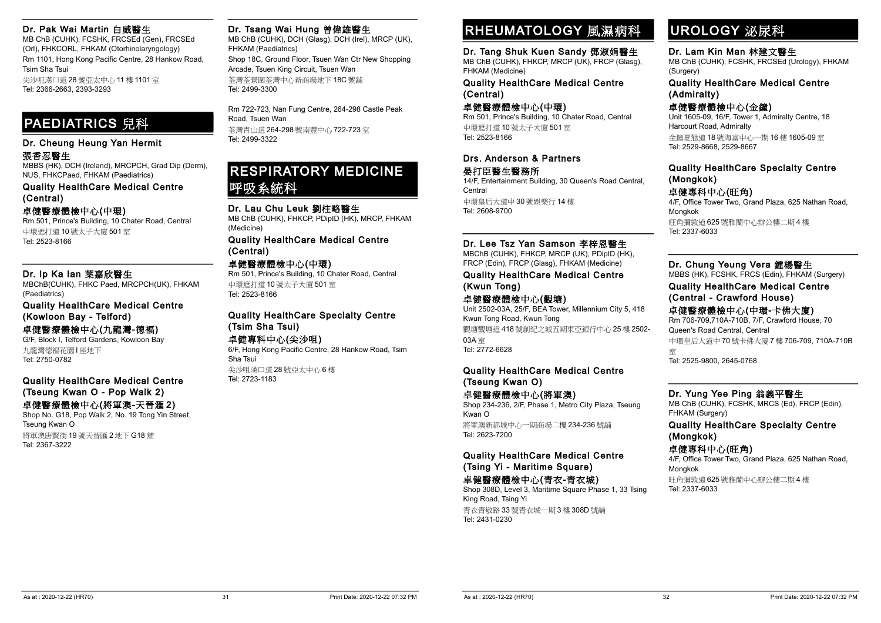**Dr. Pak Wai Martin 白威醫生**
MB ChB (CUHK), FCSHK, FRCSEd (Gen), FRCSEd (Orl), FHKCORL, FHKAM (Otorhinolaryngology)
Rm 1101, Hong Kong Pacific Centre, 28 Hankow Road, Tsim Sha Tsui
尖沙咀漢口道28號亞太中心11樓1101室
Tel: 2366-2663, 2393-3293

# PAEDIATRICS 兒科

**Dr. Cheung Heung Yan Hermit 張香忍醫生**
MBBS (HK), DCH (Ireland), MRCPCH, Grad Dip (Derm), NUS, FHKCPaed, FHKAM (Paediatrics)

**Quality HealthCare Medical Centre (Central)**
**卓健醫療體檢中心(中環)**
Rm 501, Prince's Building, 10 Chater Road, Central
中環遮打道10號太子大廈501室
Tel: 2523-8166

---

**Dr. Ip Ka Ian 葉嘉欣醫生**
MBChB(CUHK), FHKC Paed, MRCPCH(UK), FHKAM (Paediatrics)

**Quality HealthCare Medical Centre (Kowloon Bay - Telford)**
**卓健醫療體檢中心(九龍灣-德福)**
G/F, Block I, Telford Gardens, Kowloon Bay
九龍灣德福花園I座地下
Tel: 2750-0782

**Quality HealthCare Medical Centre (Tseung Kwan O - Pop Walk 2)**
**卓健醫療體檢中心(將軍澳-天晉滙2)**
Shop No. G18, Pop Walk 2, No. 19 Tong Yin Street, Tseung Kwan O
將軍澳唐賢街19號天晉匯2地下G18舖
Tel: 2367-3222

---

**Dr. Tsang Wai Hung 曾偉雄醫生**
MB ChB (CUHK), DCH (Glasg), DCH (Irel), MRCP (UK), FHKAM (Paediatrics)
Shop 18C, Ground Floor, Tsuen Wan Ctr New Shopping Arcade, Tsuen King Circuit, Tsuen Wan
荃灣荃景圍荃灣中心新商場地下18C號舖
Tel: 2499-3300

Rm 722-723, Nan Fung Centre, 264-298 Castle Peak Road, Tsuen Wan
荃灣青山道264-298號南豐中心722-723室
Tel: 2499-3322

# RESPIRATORY MEDICINE 呼吸系統科

**Dr. Lau Chu Leuk 劉柱略醫生**
MB ChB (CUHK), FHKCP, PDipID (HK), MRCP, FHKAM (Medicine)

**Quality HealthCare Medical Centre (Central)**
**卓健醫療體檢中心(中環)**
Rm 501, Prince's Building, 10 Chater Road, Central
中環遮打道10號太子大廈501室
Tel: 2523-8166

**Quality HealthCare Specialty Centre (Tsim Sha Tsui)**
**卓健專科中心(尖沙咀)**
6/F, Hong Kong Pacific Centre, 28 Hankow Road, Tsim Sha Tsui
尖沙咀漢口道28號亞太中心6樓
Tel: 2723-1183

# RHEUMATOLOGY 風濕病科

**Dr. Tang Shuk Kuen Sandy 鄧淑娟醫生**
MB ChB (CUHK), FHKCP, MRCP (UK), FRCP (Glasg), FHKAM (Medicine)

**Quality HealthCare Medical Centre (Central)**
**卓健醫療體檢中心(中環)**
Rm 501, Prince's Building, 10 Chater Road, Central
中環遮打道10號太子大廈501室
Tel: 2523-8166

**Drs. Anderson & Partners**
**晏打臣醫生醫務所**
14/F, Entertainment Building, 30 Queen's Road Central, Central
中環皇后大道中30號娛樂行14樓
Tel: 2608-9700

---

**Dr. Lee Tsz Yan Samson 李梓恩醫生**
MBChB (CUHK), FHKCP, MRCP (UK), PDipID (HK), FRCP (Edin), FRCP (Glasg), FHKAM (Medicine)

**Quality HealthCare Medical Centre (Kwun Tong)**
**卓健醫療體檢中心(觀塘)**
Unit 2502-03A, 25/F, BEA Tower, Millennium City 5, 418 Kwun Tong Road, Kwun Tong
觀塘觀塘道418號創紀之城五期東亞銀行中心25樓2502-03A室
Tel: 2772-6628

**Quality HealthCare Medical Centre (Tseung Kwan O)**
**卓健醫療體檢中心(將軍澳)**
Shop 234-236, 2/F, Phase 1, Metro City Plaza, Tseung Kwan O
將軍澳新都城中心一期商場二樓234-236號舖
Tel: 2623-7200

**Quality HealthCare Medical Centre (Tsing Yi - Maritime Square)**
**卓健醫療體檢中心(青衣-青衣城)**
Shop 308D, Level 3, Maritime Square Phase 1, 33 Tsing King Road, Tsing Yi
青衣青敬路33號青衣城一期3樓308D號舖
Tel: 2431-0230

# UROLOGY 泌尿科

**Dr. Lam Kin Man 林建文醫生**
MB ChB (CUHK), FCSHK, FRCSEd (Urology), FHKAM (Surgery)

**Quality HealthCare Medical Centre (Admiralty)**
**卓健醫療體檢中心(金鐘)**
Unit 1605-09, 16/F, Tower 1, Admiralty Centre, 18 Harcourt Road, Admiralty
金鐘夏慤道18號海富中心一期16樓1605-09室
Tel: 2529-8668, 2529-8667

**Quality HealthCare Specialty Centre (Mongkok)**
**卓健專科中心(旺角)**
4/F, Office Tower Two, Grand Plaza, 625 Nathan Road, Mongkok
旺角彌敦道625號雅蘭中心辦公樓二期4樓
Tel: 2337-6033

---

**Dr. Chung Yeung Vera 鍾楊醫生**
MBBS (HK), FCSHK, FRCS (Edin), FHKAM (Surgery)

**Quality HealthCare Medical Centre (Central - Crawford House)**
**卓健醫療體檢中心(中環-卡佛大廈)**
Rm 706-709,710A-710B, 7/F, Crawford House, 70 Queen's Road Central, Central
中環皇后大道中70號卡佛大廈7樓706-709, 710A-710B室
Tel: 2525-9800, 2645-0768

---

**Dr. Yung Yee Ping 翁義平醫生**
MB ChB (CUHK), FCSHK, MRCS (Ed), FRCP (Edin), FHKAM (Surgery)

**Quality HealthCare Specialty Centre (Mongkok)**
**卓健專科中心(旺角)**
4/F, Office Tower Two, Grand Plaza, 625 Nathan Road, Mongkok
旺角彌敦道625號雅蘭中心辦公樓二期4樓
Tel: 2337-6033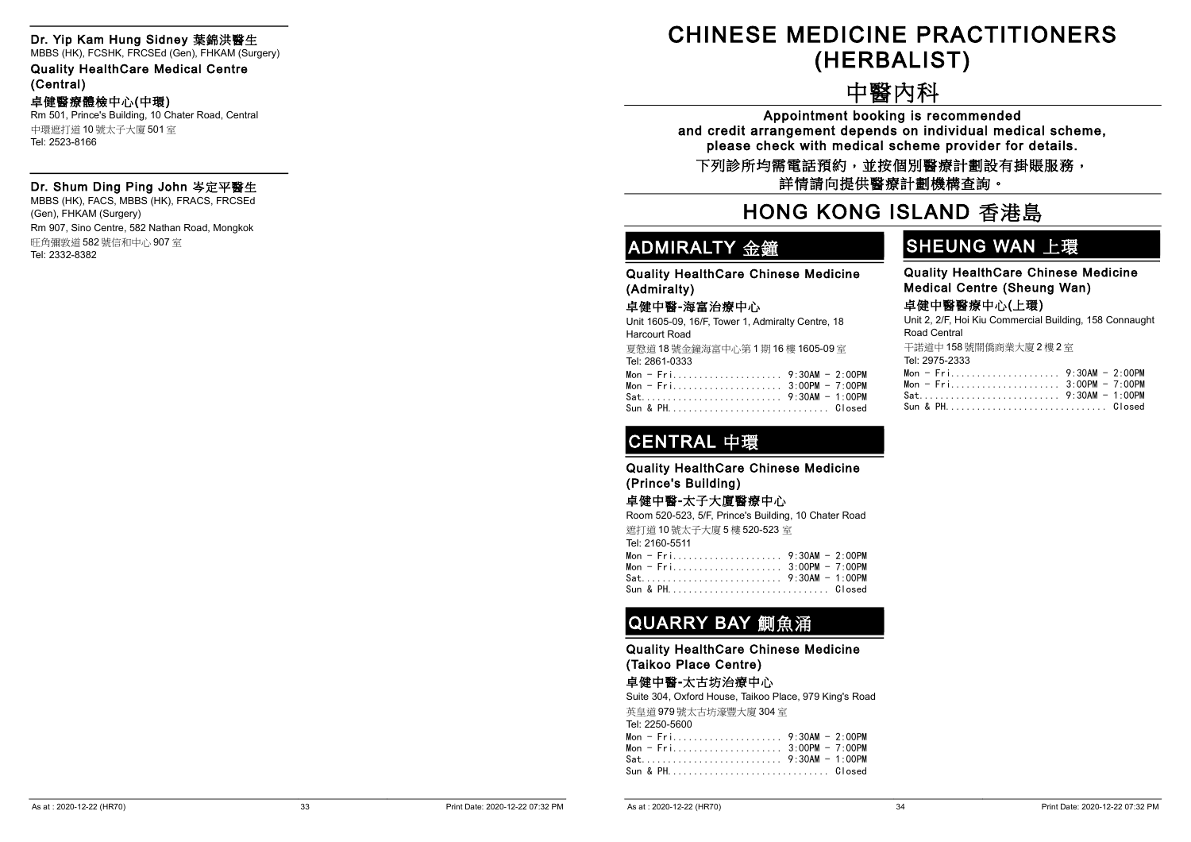**Dr. Yip Kam Hung Sidney 葉錦洪醫生**

MBBS (HK), FCSHK, FRCSEd (Gen), FHKAM (Surgery)

**Quality HealthCare Medical Centre (Central)**

**卓健醫療體檢中心(中環)**

Rm 501, Prince's Building, 10 Chater Road, Central

中環遮打道 10 號太子大廈 501 室

Tel: 2523-8166

---

**Dr. Shum Ding Ping John 岑定平醫生**

MBBS (HK), FACS, MBBS (HK), FRACS, FRCSEd (Gen), FHKAM (Surgery)

Rm 907, Sino Centre, 582 Nathan Road, Mongkok

旺角彌敦道 582 號信和中心 907 室

Tel: 2332-8382

# CHINESE MEDICINE PRACTITIONERS (HERBALIST)

# 中醫內科

**Appointment booking is recommended and credit arrangement depends on individual medical scheme, please check with medical scheme provider for details.**

**下列診所均需電話預約，並按個別醫療計劃設有掛賬服務，詳情請向提供醫療計劃機構查詢。**

# HONG KONG ISLAND 香港島

## ADMIRALTY 金鐘

**Quality HealthCare Chinese Medicine (Admiralty)**

**卓健中醫-海富治療中心**

Unit 1605-09, 16/F, Tower 1, Admiralty Centre, 18 Harcourt Road

夏愨道 18 號金鐘海富中心第 1 期 16 樓 1605-09 室

Tel: 2861-0333

```
Mon - Fri..................... 9:30AM - 2:00PM
Mon - Fri..................... 3:00PM - 7:00PM
Sat........................... 9:30AM - 1:00PM
Sun & PH............................... Closed
```

## CENTRAL 中環

**Quality HealthCare Chinese Medicine (Prince's Building)**

**卓健中醫-太子大廈醫療中心**

Room 520-523, 5/F, Prince's Building, 10 Chater Road

遮打道 10 號太子大廈 5 樓 520-523 室

Tel: 2160-5511

```
Mon - Fri..................... 9:30AM - 2:00PM
Mon - Fri..................... 3:00PM - 7:00PM
Sat........................... 9:30AM - 1:00PM
Sun & PH............................... Closed
```

## QUARRY BAY 鰂魚涌

**Quality HealthCare Chinese Medicine (Taikoo Place Centre)**

**卓健中醫-太古坊治療中心**

Suite 304, Oxford House, Taikoo Place, 979 King's Road

英皇道 979 號太古坊濠豐大廈 304 室

Tel: 2250-5600

```
Mon - Fri..................... 9:30AM - 2:00PM
Mon - Fri..................... 3:00PM - 7:00PM
Sat........................... 9:30AM - 1:00PM
Sun & PH............................... Closed
```

## SHEUNG WAN 上環

**Quality HealthCare Chinese Medicine Medical Centre (Sheung Wan)**

**卓健中醫醫療中心(上環)**

Unit 2, 2/F, Hoi Kiu Commercial Building, 158 Connaught Road Central

干諾道中 158 號開僑商業大廈 2 樓 2 室

Tel: 2975-2333

```
Mon - Fri..................... 9:30AM - 2:00PM
Mon - Fri..................... 3:00PM - 7:00PM
Sat........................... 9:30AM - 1:00PM
Sun & PH............................... Closed
```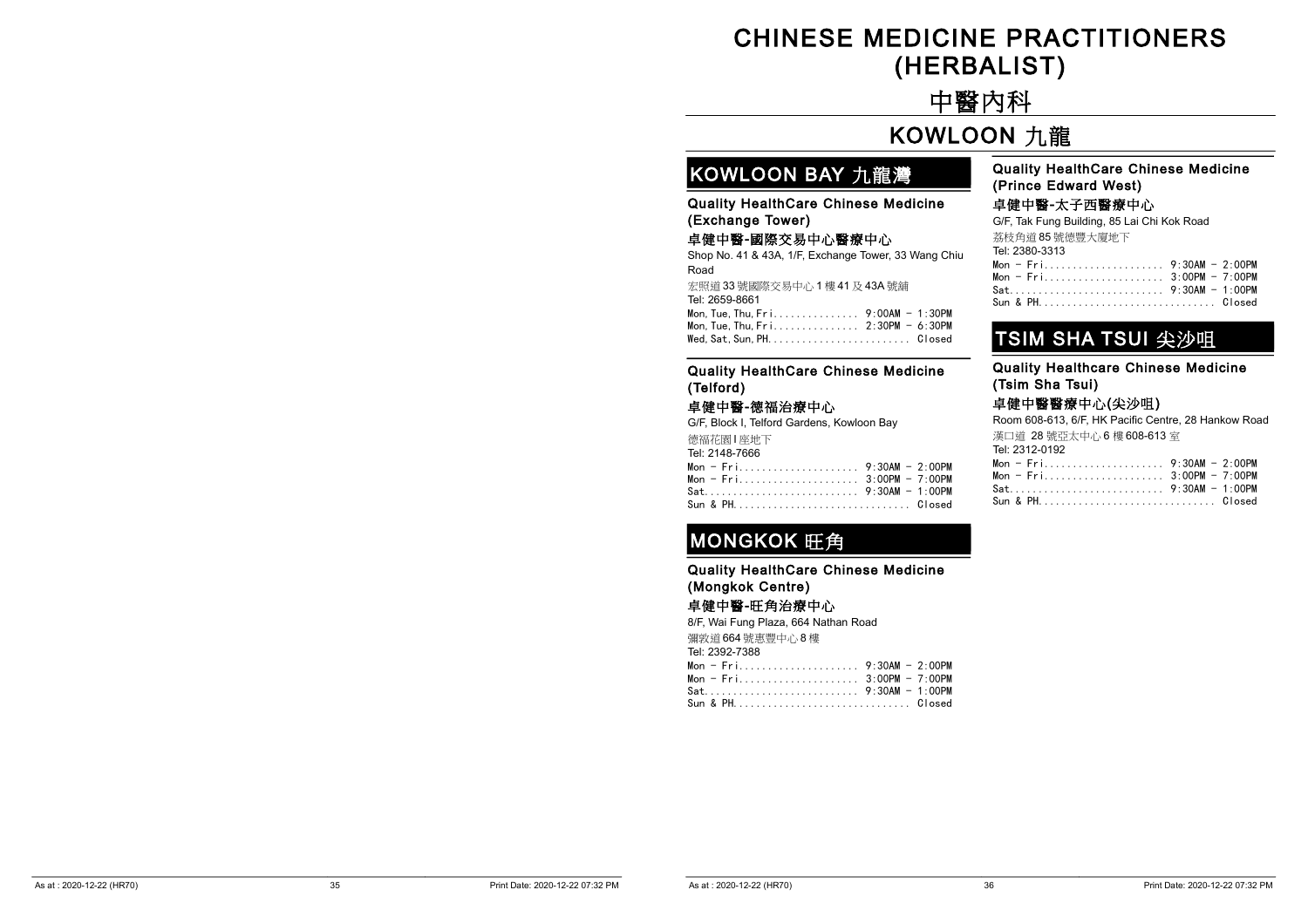# CHINESE MEDICINE PRACTITIONERS (HERBALIST)

# 中醫內科

## KOWLOON 九龍

### KOWLOON BAY 九龍灣

**Quality HealthCare Chinese Medicine (Exchange Tower)**

**卓健中醫-國際交易中心醫療中心**

Shop No. 41 & 43A, 1/F, Exchange Tower, 33 Wang Chiu Road

宏照道 33 號國際交易中心 1 樓 41 及 43A 號鋪

Tel: 2659-8661

```
Mon, Tue, Thu, Fri............... 9:00AM - 1:30PM
Mon, Tue, Thu, Fri............... 2:30PM - 6:30PM
Wed, Sat, Sun, PH......................... Closed
```

**Quality HealthCare Chinese Medicine (Telford)**

**卓健中醫-德福治療中心**

G/F, Block I, Telford Gardens, Kowloon Bay

德福花園 I 座地下

Tel: 2148-7666

```
Mon - Fri..................... 9:30AM - 2:00PM
Mon - Fri..................... 3:00PM - 7:00PM
Sat........................... 9:30AM - 1:00PM
Sun & PH.............................. Closed
```

### MONGKOK 旺角

**Quality HealthCare Chinese Medicine (Mongkok Centre)**

**卓健中醫-旺角治療中心**

8/F, Wai Fung Plaza, 664 Nathan Road

彌敦道 664 號惠豐中心 8 樓

Tel: 2392-7388

```
Mon - Fri..................... 9:30AM - 2:00PM
Mon - Fri..................... 3:00PM - 7:00PM
Sat........................... 9:30AM - 1:00PM
Sun & PH.............................. Closed
```

**Quality HealthCare Chinese Medicine (Prince Edward West)**

**卓健中醫-太子西醫療中心**

G/F, Tak Fung Building, 85 Lai Chi Kok Road

荔枝角道 85 號德豐大廈地下

Tel: 2380-3313

```
Mon - Fri..................... 9:30AM - 2:00PM
Mon - Fri..................... 3:00PM - 7:00PM
Sat........................... 9:30AM - 1:00PM
Sun & PH.............................. Closed
```

### TSIM SHA TSUI 尖沙咀

**Quality Healthcare Chinese Medicine (Tsim Sha Tsui)**

**卓健中醫醫療中心(尖沙咀)**

Room 608-613, 6/F, HK Pacific Centre, 28 Hankow Road

漢口道 28 號亞太中心 6 樓 608-613 室

Tel: 2312-0192

```
Mon - Fri..................... 9:30AM - 2:00PM
Mon - Fri..................... 3:00PM - 7:00PM
Sat........................... 9:30AM - 1:00PM
Sun & PH.............................. Closed
```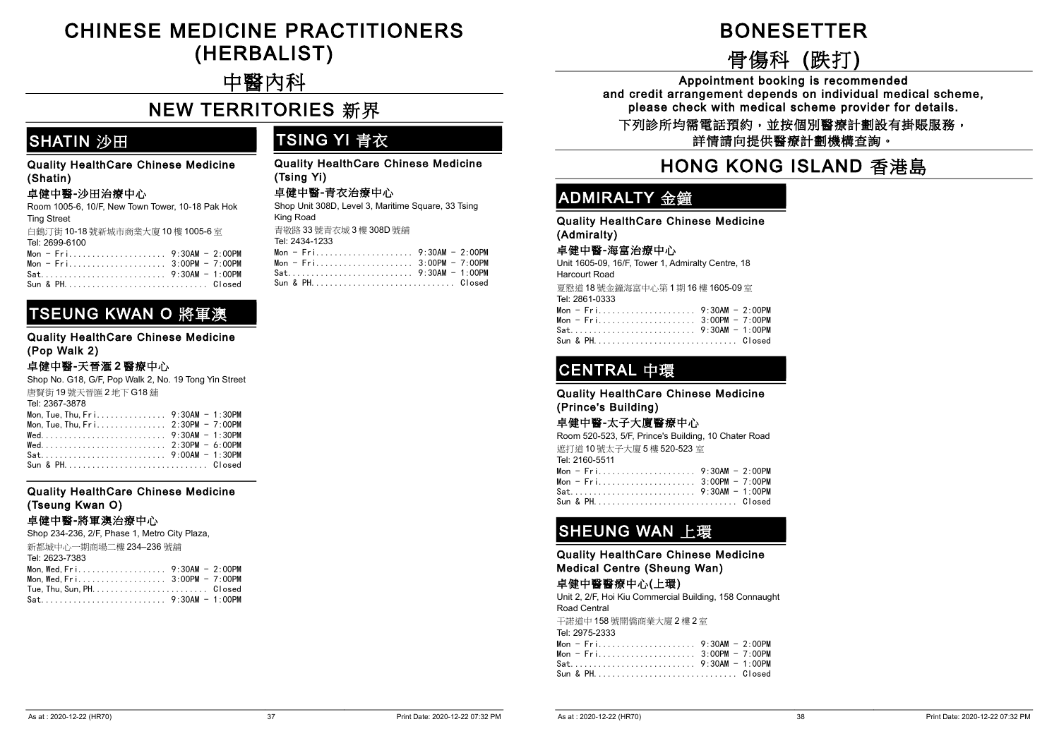# CHINESE MEDICINE PRACTITIONERS (HERBALIST)

# 中醫內科

## NEW TERRITORIES 新界

### SHATIN 沙田

**Quality HealthCare Chinese Medicine (Shatin)**

**卓健中醫-沙田治療中心**

Room 1005-6, 10/F, New Town Tower, 10-18 Pak Hok Ting Street

白鶴汀街 10-18 號新城市商業大廈 10 樓 1005-6 室

Tel: 2699-6100

| | |
|---|---|
| Mon – Fri | 9:30AM – 2:00PM |
| Mon – Fri | 3:00PM – 7:00PM |
| Sat | 9:30AM – 1:00PM |
| Sun & PH | Closed |

### TSEUNG KWAN O 將軍澳

**Quality HealthCare Chinese Medicine (Pop Walk 2)**

**卓健中醫-天晉滙 2 醫療中心**

Shop No. G18, G/F, Pop Walk 2, No. 19 Tong Yin Street

唐賢街 19 號天晉匯 2 地下 G18 舖

Tel: 2367-3878

| | |
|---|---|
| Mon, Tue, Thu, Fri | 9:30AM – 1:30PM |
| Mon, Tue, Thu, Fri | 2:30PM – 7:00PM |
| Wed | 9:30AM – 1:30PM |
| Wed | 2:30PM – 6:00PM |
| Sat | 9:00AM – 1:30PM |
| Sun & PH | Closed |

**Quality HealthCare Chinese Medicine (Tseung Kwan O)**

**卓健中醫-將軍澳治療中心**

Shop 234-236, 2/F, Phase 1, Metro City Plaza,

新都城中心一期商場二樓 234–236 號舖

Tel: 2623-7383

| | |
|---|---|
| Mon, Wed, Fri | 9:30AM – 2:00PM |
| Mon, Wed, Fri | 3:00PM – 7:00PM |
| Tue, Thu, Sun, PH | Closed |
| Sat | 9:30AM – 1:00PM |

### TSING YI 青衣

**Quality HealthCare Chinese Medicine (Tsing Yi)**

**卓健中醫-青衣治療中心**

Shop Unit 308D, Level 3, Maritime Square, 33 Tsing King Road

青敬路 33 號青衣城 3 樓 308D 號舖

Tel: 2434-1233

| | |
|---|---|
| Mon – Fri | 9:30AM – 2:00PM |
| Mon – Fri | 3:00PM – 7:00PM |
| Sat | 9:30AM – 1:00PM |
| Sun & PH | Closed |

# BONESETTER

# 骨傷科 (跌打)

**Appointment booking is recommended and credit arrangement depends on individual medical scheme, please check with medical scheme provider for details.**

**下列診所均需電話預約，並按個別醫療計劃設有掛賬服務，詳情請向提供醫療計劃機構查詢。**

## HONG KONG ISLAND 香港島

### ADMIRALTY 金鐘

**Quality HealthCare Chinese Medicine (Admiralty)**

**卓健中醫-海富治療中心**

Unit 1605-09, 16/F, Tower 1, Admiralty Centre, 18 Harcourt Road

夏慤道 18 號金鐘海富中心第 1 期 16 樓 1605-09 室

Tel: 2861-0333

| | |
|---|---|
| Mon – Fri | 9:30AM – 2:00PM |
| Mon – Fri | 3:00PM – 7:00PM |
| Sat | 9:30AM – 1:00PM |
| Sun & PH | Closed |

### CENTRAL 中環

**Quality HealthCare Chinese Medicine (Prince's Building)**

**卓健中醫-太子大廈醫療中心**

Room 520-523, 5/F, Prince's Building, 10 Chater Road

遮打道 10 號太子大廈 5 樓 520-523 室

Tel: 2160-5511

| | |
|---|---|
| Mon – Fri | 9:30AM – 2:00PM |
| Mon – Fri | 3:00PM – 7:00PM |
| Sat | 9:30AM – 1:00PM |
| Sun & PH | Closed |

### SHEUNG WAN 上環

**Quality HealthCare Chinese Medicine Medical Centre (Sheung Wan)**

**卓健中醫醫療中心(上環)**

Unit 2, 2/F, Hoi Kiu Commercial Building, 158 Connaught Road Central

干諾道中 158 號開僑商業大廈 2 樓 2 室

Tel: 2975-2333

| | |
|---|---|
| Mon – Fri | 9:30AM – 2:00PM |
| Mon – Fri | 3:00PM – 7:00PM |
| Sat | 9:30AM – 1:00PM |
| Sun & PH | Closed |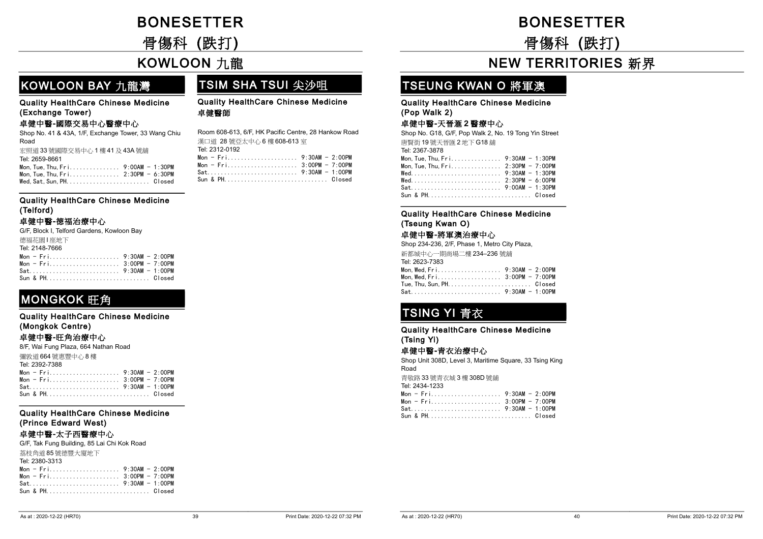# BONESETTER
# 骨傷科 (跌打)

## KOWLOON 九龍

### KOWLOON BAY 九龍灣

**Quality HealthCare Chinese Medicine (Exchange Tower)**
**卓健中醫-國際交易中心醫療中心**
Shop No. 41 & 43A, 1/F, Exchange Tower, 33 Wang Chiu Road
宏照道 33 號國際交易中心 1 樓 41 及 43A 號舖
Tel: 2659-8661

| | |
|---|---|
| Mon, Tue, Thu, Fri | 9:00AM - 1:30PM |
| Mon, Tue, Thu, Fri | 2:30PM - 6:30PM |
| Wed, Sat, Sun, PH | Closed |

**Quality HealthCare Chinese Medicine (Telford)**
**卓健中醫-德福治療中心**
G/F, Block I, Telford Gardens, Kowloon Bay
德福花園 I 座地下
Tel: 2148-7666

| | |
|---|---|
| Mon - Fri | 9:30AM - 2:00PM |
| Mon - Fri | 3:00PM - 7:00PM |
| Sat | 9:30AM - 1:00PM |
| Sun & PH | Closed |

### MONGKOK 旺角

**Quality HealthCare Chinese Medicine (Mongkok Centre)**
**卓健中醫-旺角治療中心**
8/F, Wai Fung Plaza, 664 Nathan Road
彌敦道 664 號惠豐中心 8 樓
Tel: 2392-7388

| | |
|---|---|
| Mon - Fri | 9:30AM - 2:00PM |
| Mon - Fri | 3:00PM - 7:00PM |
| Sat | 9:30AM - 1:00PM |
| Sun & PH | Closed |

**Quality HealthCare Chinese Medicine (Prince Edward West)**
**卓健中醫-太子西醫療中心**
G/F, Tak Fung Building, 85 Lai Chi Kok Road
荔枝角道 85 號德豐大廈地下
Tel: 2380-3313

| | |
|---|---|
| Mon - Fri | 9:30AM - 2:00PM |
| Mon - Fri | 3:00PM - 7:00PM |
| Sat | 9:30AM - 1:00PM |
| Sun & PH | Closed |

### TSIM SHA TSUI 尖沙咀

**Quality HealthCare Chinese Medicine**
**卓健醫師**
Room 608-613, 6/F, HK Pacific Centre, 28 Hankow Road
漢口道 28 號亞太中心 6 樓 608-613 室
Tel: 2312-0192

| | |
|---|---|
| Mon - Fri | 9:30AM - 2:00PM |
| Mon - Fri | 3:00PM - 7:00PM |
| Sat | 9:30AM - 1:00PM |
| Sun & PH | Closed |

# BONESETTER
# 骨傷科 (跌打)

## NEW TERRITORIES 新界

### TSEUNG KWAN O 將軍澳

**Quality HealthCare Chinese Medicine (Pop Walk 2)**
**卓健中醫-天晉滙 2 醫療中心**
Shop No. G18, G/F, Pop Walk 2, No. 19 Tong Yin Street
唐賢街 19 號天晉匯 2 地下 G18 舖
Tel: 2367-3878

| | |
|---|---|
| Mon, Tue, Thu, Fri | 9:30AM - 1:30PM |
| Mon, Tue, Thu, Fri | 2:30PM - 7:00PM |
| Wed | 9:30AM - 1:30PM |
| Wed | 2:30PM - 6:00PM |
| Sat | 9:00AM - 1:30PM |
| Sun & PH | Closed |

**Quality HealthCare Chinese Medicine (Tseung Kwan O)**
**卓健中醫-將軍澳治療中心**
Shop 234-236, 2/F, Phase 1, Metro City Plaza,
新都城中心一期商場二樓 234–236 號舖
Tel: 2623-7383

| | |
|---|---|
| Mon, Wed, Fri | 9:30AM - 2:00PM |
| Mon, Wed, Fri | 3:00PM - 7:00PM |
| Tue, Thu, Sun, PH | Closed |
| Sat | 9:30AM - 1:00PM |

### TSING YI 青衣

**Quality HealthCare Chinese Medicine (Tsing Yi)**
**卓健中醫-青衣治療中心**
Shop Unit 308D, Level 3, Maritime Square, 33 Tsing King Road
青敬路 33 號青衣城 3 樓 308D 號舖
Tel: 2434-1233

| | |
|---|---|
| Mon - Fri | 9:30AM - 2:00PM |
| Mon - Fri | 3:00PM - 7:00PM |
| Sat | 9:30AM - 1:00PM |
| Sun & PH | Closed |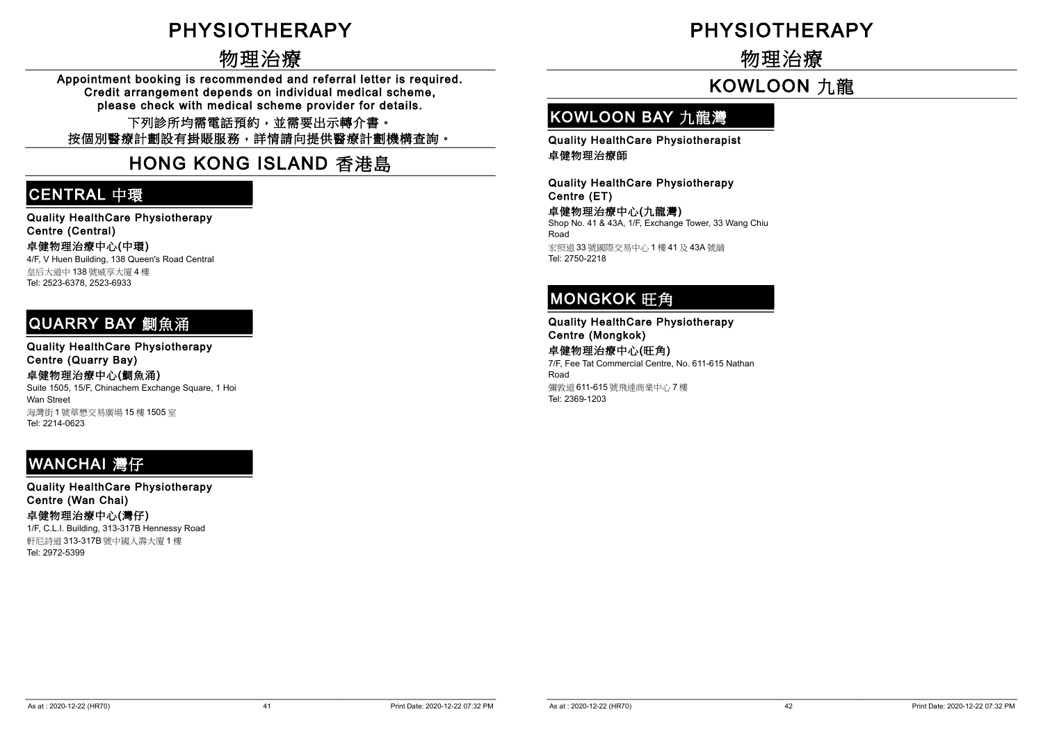# PHYSIOTHERAPY

# 物理治療

**Appointment booking is recommended and referral letter is required. Credit arrangement depends on individual medical scheme, please check with medical scheme provider for details.**

**下列診所均需電話預約，並需要出示轉介書。**

**按個別醫療計劃設有掛賬服務，詳情請向提供醫療計劃機構查詢。**

## HONG KONG ISLAND 香港島

### CENTRAL 中環

**Quality HealthCare Physiotherapy Centre (Central)**

**卓健物理治療中心(中環)**

4/F, V Huen Building, 138 Queen's Road Central

皇后大道中 138 號威亨大廈 4 樓

Tel: 2523-6378, 2523-6933

### QUARRY BAY 鰂魚涌

**Quality HealthCare Physiotherapy Centre (Quarry Bay)**

**卓健物理治療中心(鰂魚涌)**

Suite 1505, 15/F, Chinachem Exchange Square, 1 Hoi Wan Street

海灣街 1 號華懋交易廣場 15 樓 1505 室

Tel: 2214-0623

### WANCHAI 灣仔

**Quality HealthCare Physiotherapy Centre (Wan Chai)**

**卓健物理治療中心(灣仔)**

1/F, C.L.I. Building, 313-317B Hennessy Road

軒尼詩道 313-317B 號中國人壽大廈 1 樓

Tel: 2972-5399

# PHYSIOTHERAPY

# 物理治療

## KOWLOON 九龍

### KOWLOON BAY 九龍灣

**Quality HealthCare Physiotherapist**

**卓健物理治療師**

**Quality HealthCare Physiotherapy Centre (ET)**

**卓健物理治療中心(九龍灣)**

Shop No. 41 & 43A, 1/F, Exchange Tower, 33 Wang Chiu Road

宏照道 33 號國際交易中心 1 樓 41 及 43A 號舖

Tel: 2750-2218

### MONGKOK 旺角

**Quality HealthCare Physiotherapy Centre (Mongkok)**

**卓健物理治療中心(旺角)**

7/F, Fee Tat Commercial Centre, No. 611-615 Nathan Road

彌敦道 611-615 號飛達商業中心 7 樓

Tel: 2369-1203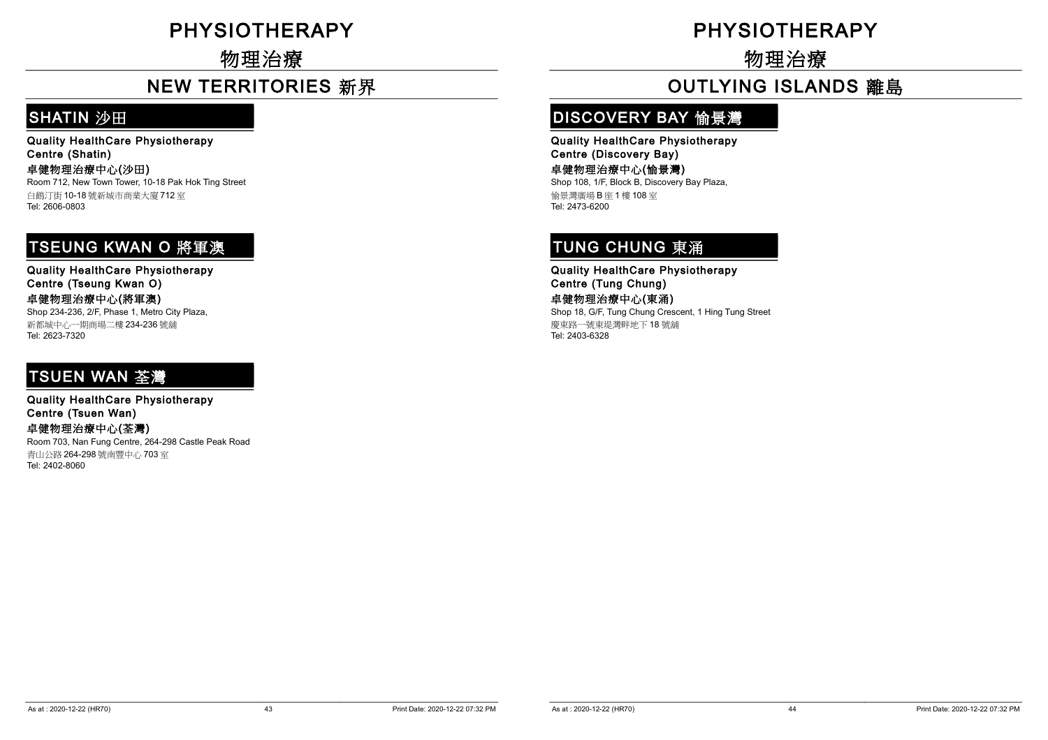# PHYSIOTHERAPY

# 物理治療

## NEW TERRITORIES 新界

### SHATIN 沙田

**Quality HealthCare Physiotherapy Centre (Shatin)**

**卓健物理治療中心(沙田)**

Room 712, New Town Tower, 10-18 Pak Hok Ting Street

白鶴汀街 10-18 號新城市商業大廈 712 室

Tel: 2606-0803

### TSEUNG KWAN O 將軍澳

**Quality HealthCare Physiotherapy Centre (Tseung Kwan O)**

**卓健物理治療中心(將軍澳)**

Shop 234-236, 2/F, Phase 1, Metro City Plaza,

新都城中心一期商場二樓 234-236 號舖

Tel: 2623-7320

### TSUEN WAN 荃灣

**Quality HealthCare Physiotherapy Centre (Tsuen Wan)**

**卓健物理治療中心(荃灣)**

Room 703, Nan Fung Centre, 264-298 Castle Peak Road

青山公路 264-298 號南豐中心 703 室

Tel: 2402-8060

# PHYSIOTHERAPY

# 物理治療

## OUTLYING ISLANDS 離島

### DISCOVERY BAY 愉景灣

**Quality HealthCare Physiotherapy Centre (Discovery Bay)**

**卓健物理治療中心(愉景灣)**

Shop 108, 1/F, Block B, Discovery Bay Plaza,

愉景灣廣場 B 座 1 樓 108 室

Tel: 2473-6200

### TUNG CHUNG 東涌

**Quality HealthCare Physiotherapy Centre (Tung Chung)**

**卓健物理治療中心(東涌)**

Shop 18, G/F, Tung Chung Crescent, 1 Hing Tung Street

慶東路一號東堤灣畔地下 18 號舖

Tel: 2403-6328